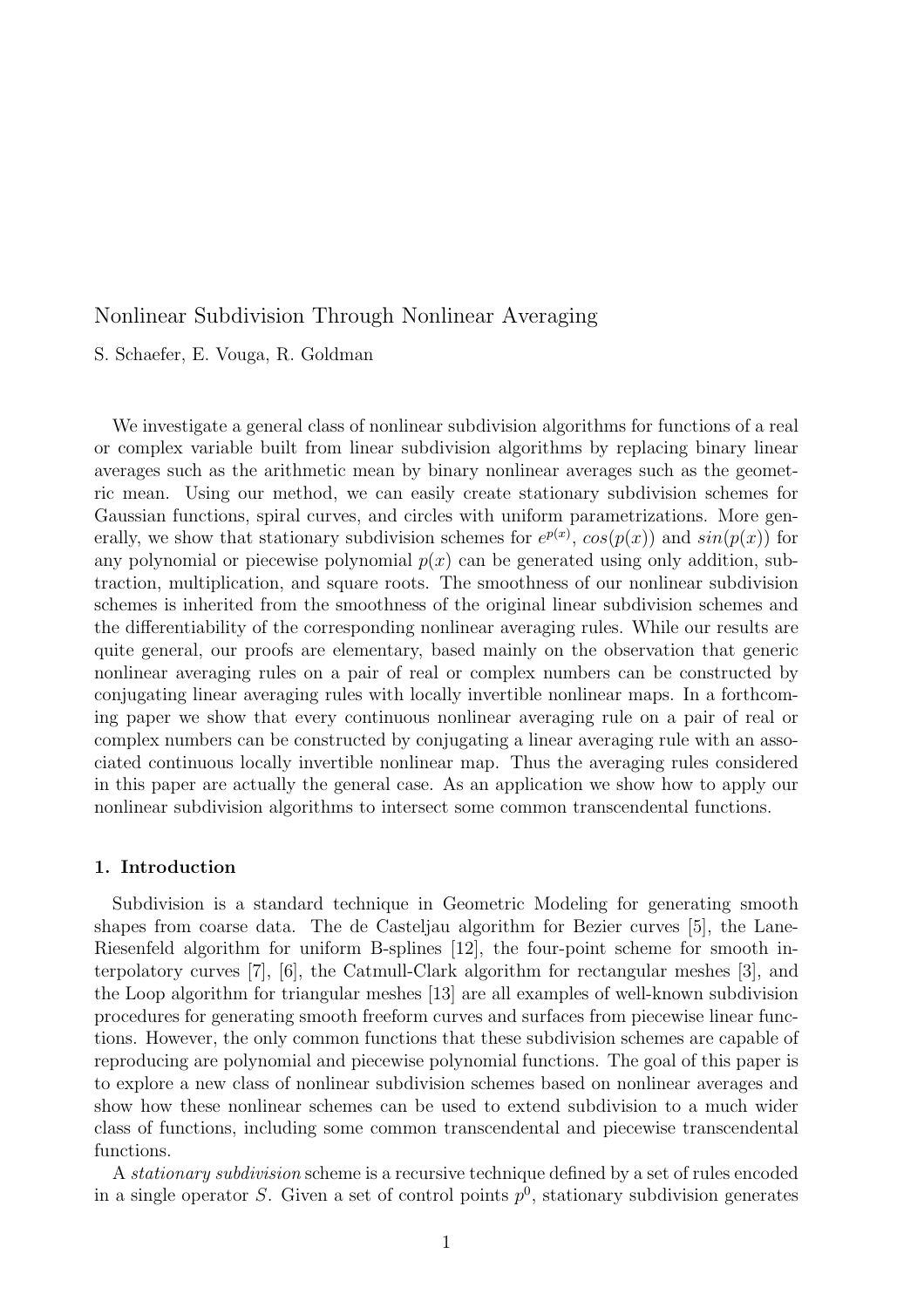# Nonlinear Subdivision Through Nonlinear Averaging

S. Schaefer, E. Vouga, R. Goldman

We investigate a general class of nonlinear subdivision algorithms for functions of a real or complex variable built from linear subdivision algorithms by replacing binary linear averages such as the arithmetic mean by binary nonlinear averages such as the geometric mean. Using our method, we can easily create stationary subdivision schemes for Gaussian functions, spiral curves, and circles with uniform parametrizations. More generally, we show that stationary subdivision schemes for $e^{p(x)}$, $cos(p(x))$ and $sin(p(x))$ for any polynomial or piecewise polynomial $p(x)$ can be generated using only addition, subtraction, multiplication, and square roots. The smoothness of our nonlinear subdivision schemes is inherited from the smoothness of the original linear subdivision schemes and the differentiability of the corresponding nonlinear averaging rules. While our results are quite general, our proofs are elementary, based mainly on the observation that generic nonlinear averaging rules on a pair of real or complex numbers can be constructed by conjugating linear averaging rules with locally invertible nonlinear maps. In a forthcoming paper we show that every continuous nonlinear averaging rule on a pair of real or complex numbers can be constructed by conjugating a linear averaging rule with an associated continuous locally invertible nonlinear map. Thus the averaging rules considered in this paper are actually the general case. As an application we show how to apply our nonlinear subdivision algorithms to intersect some common transcendental functions.

## 1. Introduction

Subdivision is a standard technique in Geometric Modeling for generating smooth shapes from coarse data. The de Casteljau algorithm for Bezier curves [5], the Lane-Riesenfeld algorithm for uniform B-splines [12], the four-point scheme for smooth interpolatory curves [7], [6], the Catmull-Clark algorithm for rectangular meshes [3], and the Loop algorithm for triangular meshes [13] are all examples of well-known subdivision procedures for generating smooth freeform curves and surfaces from piecewise linear functions. However, the only common functions that these subdivision schemes are capable of reproducing are polynomial and piecewise polynomial functions. The goal of this paper is to explore a new class of nonlinear subdivision schemes based on nonlinear averages and show how these nonlinear schemes can be used to extend subdivision to a much wider class of functions, including some common transcendental and piecewise transcendental functions.

A *stationary subdivision* scheme is a recursive technique defined by a set of rules encoded in a single operator $S$. Given a set of control points $p^0$, stationary subdivision generates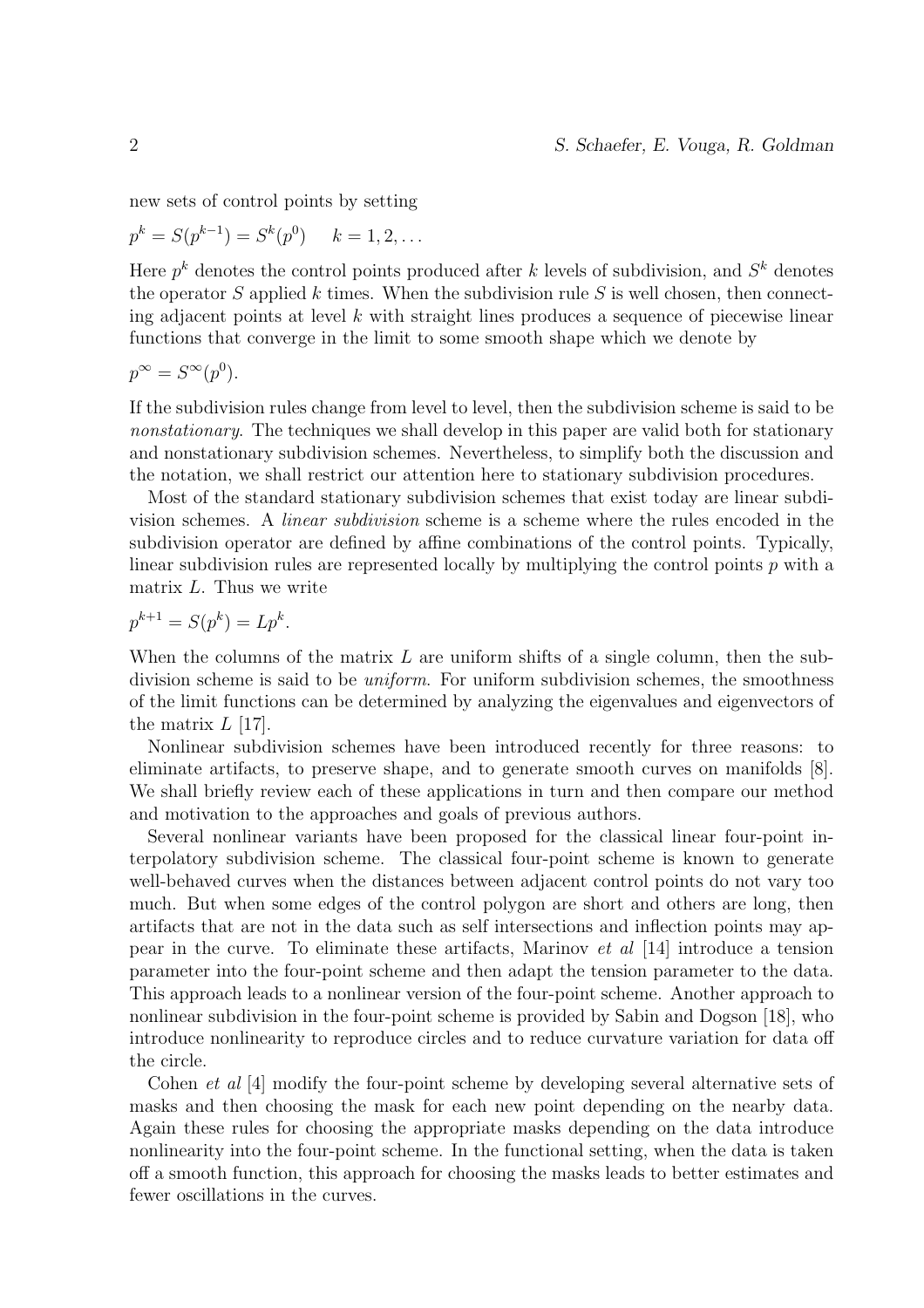new sets of control points by setting

$$p^k = S(p^{k-1}) = S^k(p^0) \quad k = 1, 2, \ldots$$

Here $p^k$ denotes the control points produced after $k$ levels of subdivision, and $S^k$ denotes the operator $S$ applied $k$ times. When the subdivision rule $S$ is well chosen, then connecting adjacent points at level $k$ with straight lines produces a sequence of piecewise linear functions that converge in the limit to some smooth shape which we denote by

$$p^\infty = S^\infty(p^0).$$

If the subdivision rules change from level to level, then the subdivision scheme is said to be *nonstationary*. The techniques we shall develop in this paper are valid both for stationary and nonstationary subdivision schemes. Nevertheless, to simplify both the discussion and the notation, we shall restrict our attention here to stationary subdivision procedures.

Most of the standard stationary subdivision schemes that exist today are linear subdivision schemes. A *linear subdivision* scheme is a scheme where the rules encoded in the subdivision operator are defined by affine combinations of the control points. Typically, linear subdivision rules are represented locally by multiplying the control points $p$ with a matrix $L$. Thus we write

$$p^{k+1} = S(p^k) = Lp^k.$$

When the columns of the matrix $L$ are uniform shifts of a single column, then the subdivision scheme is said to be *uniform*. For uniform subdivision schemes, the smoothness of the limit functions can be determined by analyzing the eigenvalues and eigenvectors of the matrix $L$ [17].

Nonlinear subdivision schemes have been introduced recently for three reasons: to eliminate artifacts, to preserve shape, and to generate smooth curves on manifolds [8]. We shall briefly review each of these applications in turn and then compare our method and motivation to the approaches and goals of previous authors.

Several nonlinear variants have been proposed for the classical linear four-point interpolatory subdivision scheme. The classical four-point scheme is known to generate well-behaved curves when the distances between adjacent control points do not vary too much. But when some edges of the control polygon are short and others are long, then artifacts that are not in the data such as self intersections and inflection points may appear in the curve. To eliminate these artifacts, Marinov *et al* [14] introduce a tension parameter into the four-point scheme and then adapt the tension parameter to the data. This approach leads to a nonlinear version of the four-point scheme. Another approach to nonlinear subdivision in the four-point scheme is provided by Sabin and Dogson [18], who introduce nonlinearity to reproduce circles and to reduce curvature variation for data off the circle.

Cohen *et al* [4] modify the four-point scheme by developing several alternative sets of masks and then choosing the mask for each new point depending on the nearby data. Again these rules for choosing the appropriate masks depending on the data introduce nonlinearity into the four-point scheme. In the functional setting, when the data is taken off a smooth function, this approach for choosing the masks leads to better estimates and fewer oscillations in the curves.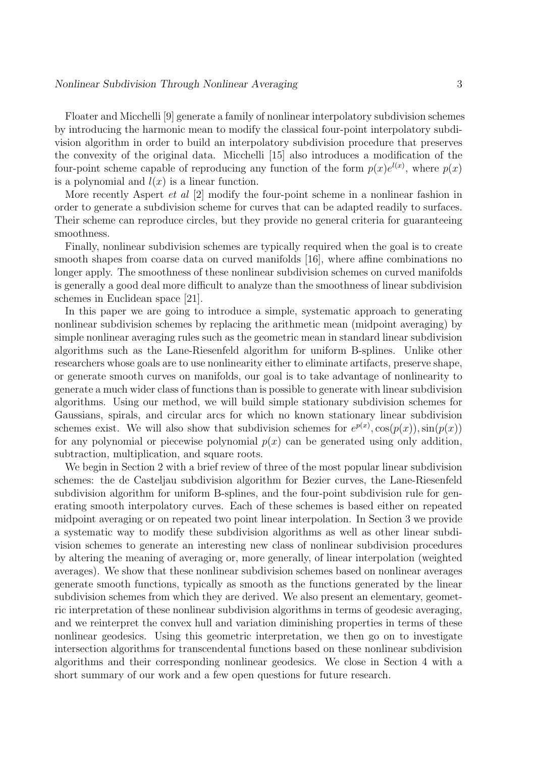Floater and Micchelli [9] generate a family of nonlinear interpolatory subdivision schemes by introducing the harmonic mean to modify the classical four-point interpolatory subdivision algorithm in order to build an interpolatory subdivision procedure that preserves the convexity of the original data. Micchelli [15] also introduces a modification of the four-point scheme capable of reproducing any function of the form $p(x)e^{l(x)}$, where $p(x)$ is a polynomial and $l(x)$ is a linear function.

More recently Aspert *et al* [2] modify the four-point scheme in a nonlinear fashion in order to generate a subdivision scheme for curves that can be adapted readily to surfaces. Their scheme can reproduce circles, but they provide no general criteria for guaranteeing smoothness.

Finally, nonlinear subdivision schemes are typically required when the goal is to create smooth shapes from coarse data on curved manifolds [16], where affine combinations no longer apply. The smoothness of these nonlinear subdivision schemes on curved manifolds is generally a good deal more difficult to analyze than the smoothness of linear subdivision schemes in Euclidean space [21].

In this paper we are going to introduce a simple, systematic approach to generating nonlinear subdivision schemes by replacing the arithmetic mean (midpoint averaging) by simple nonlinear averaging rules such as the geometric mean in standard linear subdivision algorithms such as the Lane-Riesenfeld algorithm for uniform B-splines. Unlike other researchers whose goals are to use nonlinearity either to eliminate artifacts, preserve shape, or generate smooth curves on manifolds, our goal is to take advantage of nonlinearity to generate a much wider class of functions than is possible to generate with linear subdivision algorithms. Using our method, we will build simple stationary subdivision schemes for Gaussians, spirals, and circular arcs for which no known stationary linear subdivision schemes exist. We will also show that subdivision schemes for $e^{p(x)}, \cos(p(x)), \sin(p(x))$ for any polynomial or piecewise polynomial $p(x)$ can be generated using only addition, subtraction, multiplication, and square roots.

We begin in Section 2 with a brief review of three of the most popular linear subdivision schemes: the de Casteljau subdivision algorithm for Bezier curves, the Lane-Riesenfeld subdivision algorithm for uniform B-splines, and the four-point subdivision rule for generating smooth interpolatory curves. Each of these schemes is based either on repeated midpoint averaging or on repeated two point linear interpolation. In Section 3 we provide a systematic way to modify these subdivision algorithms as well as other linear subdivision schemes to generate an interesting new class of nonlinear subdivision procedures by altering the meaning of averaging or, more generally, of linear interpolation (weighted averages). We show that these nonlinear subdivision schemes based on nonlinear averages generate smooth functions, typically as smooth as the functions generated by the linear subdivision schemes from which they are derived. We also present an elementary, geometric interpretation of these nonlinear subdivision algorithms in terms of geodesic averaging, and we reinterpret the convex hull and variation diminishing properties in terms of these nonlinear geodesics. Using this geometric interpretation, we then go on to investigate intersection algorithms for transcendental functions based on these nonlinear subdivision algorithms and their corresponding nonlinear geodesics. We close in Section 4 with a short summary of our work and a few open questions for future research.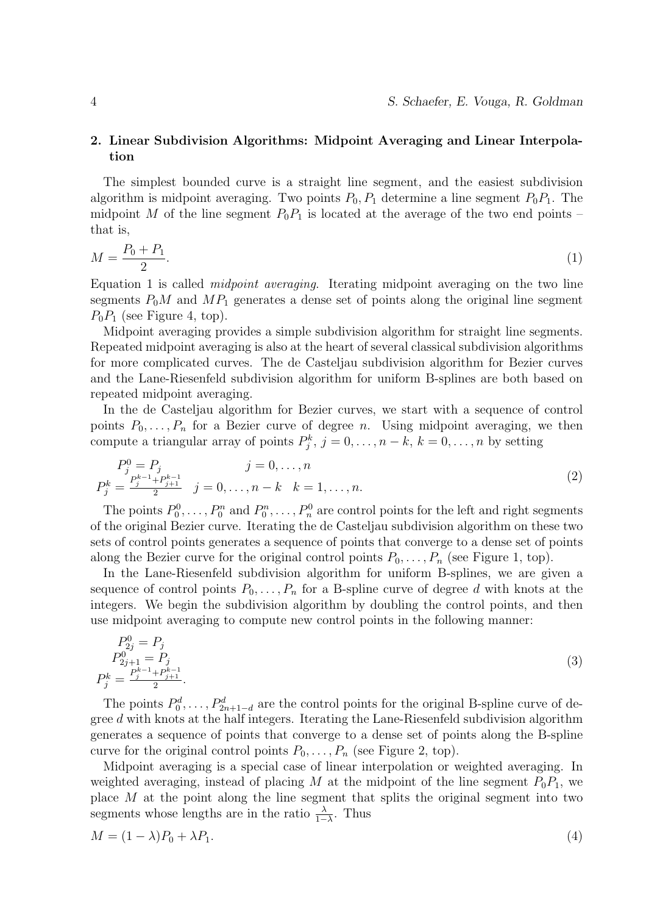## 2. Linear Subdivision Algorithms: Midpoint Averaging and Linear Interpolation

The simplest bounded curve is a straight line segment, and the easiest subdivision algorithm is midpoint averaging. Two points $P_0, P_1$ determine a line segment $P_0P_1$. The midpoint $M$ of the line segment $P_0P_1$ is located at the average of the two end points – that is,

$$M = \frac{P_0 + P_1}{2}. \tag{1}$$

Equation 1 is called *midpoint averaging*. Iterating midpoint averaging on the two line segments $P_0M$ and $MP_1$ generates a dense set of points along the original line segment $P_0P_1$ (see Figure 4, top).

Midpoint averaging provides a simple subdivision algorithm for straight line segments. Repeated midpoint averaging is also at the heart of several classical subdivision algorithms for more complicated curves. The de Casteljau subdivision algorithm for Bezier curves and the Lane-Riesenfeld subdivision algorithm for uniform B-splines are both based on repeated midpoint averaging.

In the de Casteljau algorithm for Bezier curves, we start with a sequence of control points $P_0, \ldots, P_n$ for a Bezier curve of degree $n$. Using midpoint averaging, we then compute a triangular array of points $P_j^k$, $j = 0, \ldots, n-k$, $k = 0, \ldots, n$ by setting

$$\begin{aligned} P_j^0 &= P_j & j &= 0, \ldots, n \\ P_j^k &= \frac{P_j^{k-1} + P_{j+1}^{k-1}}{2} & j &= 0, \ldots, n-k \quad k = 1, \ldots, n. \end{aligned} \tag{2}$$

The points $P_0^0, \ldots, P_0^n$ and $P_0^n, \ldots, P_n^0$ are control points for the left and right segments of the original Bezier curve. Iterating the de Casteljau subdivision algorithm on these two sets of control points generates a sequence of points that converge to a dense set of points along the Bezier curve for the original control points $P_0, \ldots, P_n$ (see Figure 1, top).

In the Lane-Riesenfeld subdivision algorithm for uniform B-splines, we are given a sequence of control points $P_0, \ldots, P_n$ for a B-spline curve of degree $d$ with knots at the integers. We begin the subdivision algorithm by doubling the control points, and then use midpoint averaging to compute new control points in the following manner:

$$\begin{aligned} P_{2j}^0 &= P_j \\ P_{2j+1}^0 &= P_j \\ P_j^k &= \frac{P_j^{k-1} + P_{j+1}^{k-1}}{2}. \end{aligned} \tag{3}$$

The points $P_0^d, \ldots, P_{2n+1-d}^d$ are the control points for the original B-spline curve of degree $d$ with knots at the half integers. Iterating the Lane-Riesenfeld subdivision algorithm generates a sequence of points that converge to a dense set of points along the B-spline curve for the original control points $P_0, \ldots, P_n$ (see Figure 2, top).

Midpoint averaging is a special case of linear interpolation or weighted averaging. In weighted averaging, instead of placing $M$ at the midpoint of the line segment $P_0P_1$, we place $M$ at the point along the line segment that splits the original segment into two segments whose lengths are in the ratio $\frac{\lambda}{1-\lambda}$. Thus

$$M = (1 - \lambda)P_0 + \lambda P_1. \tag{4}$$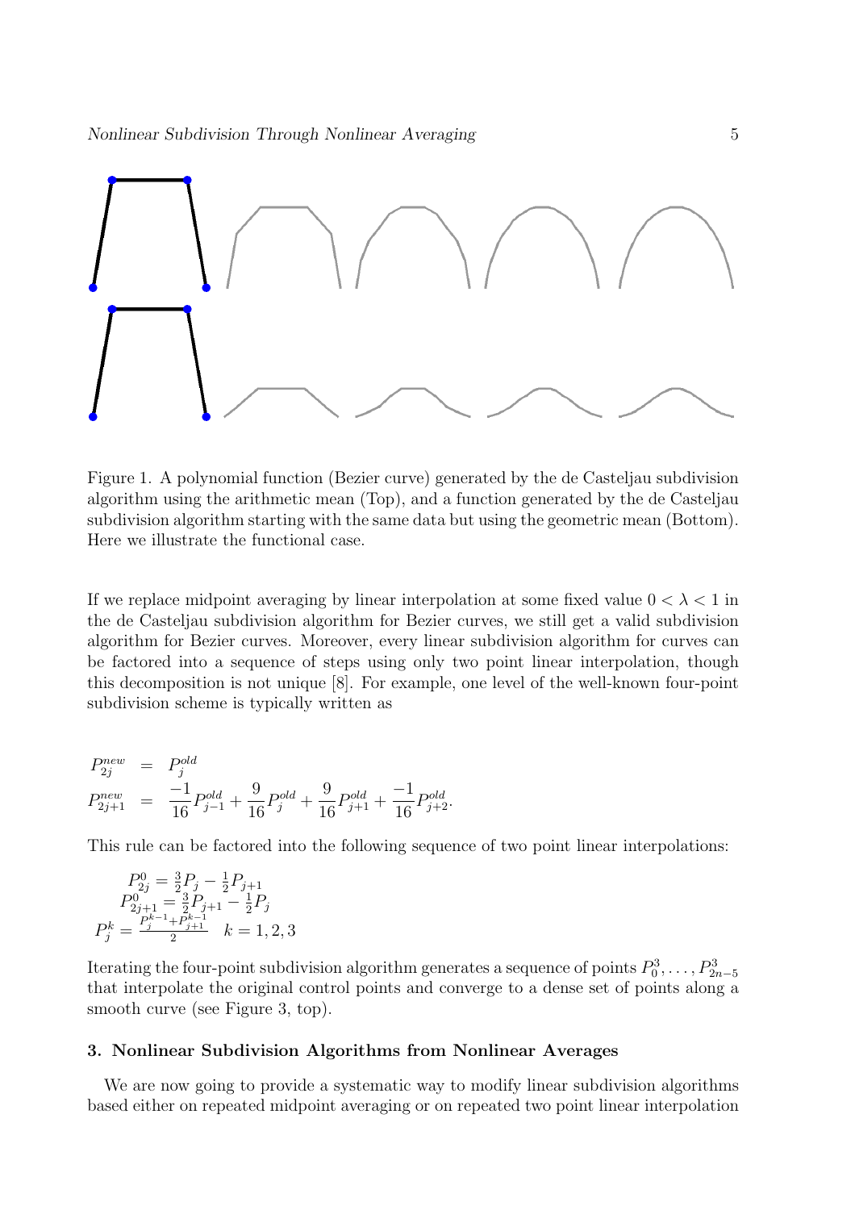Figure 1. A polynomial function (Bezier curve) generated by the de Casteljau subdivision algorithm using the arithmetic mean (Top), and a function generated by the de Casteljau subdivision algorithm starting with the same data but using the geometric mean (Bottom). Here we illustrate the functional case.

If we replace midpoint averaging by linear interpolation at some fixed value $0 < \lambda < 1$ in the de Casteljau subdivision algorithm for Bezier curves, we still get a valid subdivision algorithm for Bezier curves. Moreover, every linear subdivision algorithm for curves can be factored into a sequence of steps using only two point linear interpolation, though this decomposition is not unique [8]. For example, one level of the well-known four-point subdivision scheme is typically written as

$$
\begin{aligned}
P_{2j}^{new} &= P_j^{old} \\
P_{2j+1}^{new} &= \frac{-1}{16}P_{j-1}^{old} + \frac{9}{16}P_j^{old} + \frac{9}{16}P_{j+1}^{old} + \frac{-1}{16}P_{j+2}^{old}.
\end{aligned}
$$

This rule can be factored into the following sequence of two point linear interpolations:

$$
\begin{gathered}
P_{2j}^0 = \tfrac{3}{2}P_j - \tfrac{1}{2}P_{j+1} \\
P_{2j+1}^0 = \tfrac{3}{2}P_{j+1} - \tfrac{1}{2}P_j \\
P_j^k = \frac{P_j^{k-1} + P_{j+1}^{k-1}}{2} \quad k = 1, 2, 3
\end{gathered}
$$

Iterating the four-point subdivision algorithm generates a sequence of points $P_0^3, \ldots, P_{2n-5}^3$ that interpolate the original control points and converge to a dense set of points along a smooth curve (see Figure 3, top).

### 3. Nonlinear Subdivision Algorithms from Nonlinear Averages

We are now going to provide a systematic way to modify linear subdivision algorithms based either on repeated midpoint averaging or on repeated two point linear interpolation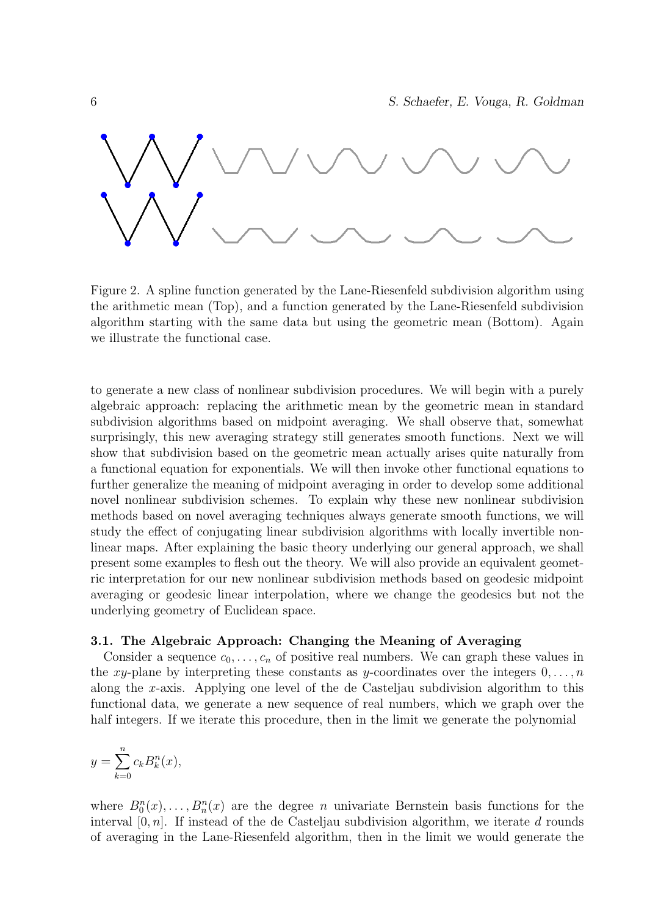Figure 2. A spline function generated by the Lane-Riesenfeld subdivision algorithm using the arithmetic mean (Top), and a function generated by the Lane-Riesenfeld subdivision algorithm starting with the same data but using the geometric mean (Bottom). Again we illustrate the functional case.

to generate a new class of nonlinear subdivision procedures. We will begin with a purely algebraic approach: replacing the arithmetic mean by the geometric mean in standard subdivision algorithms based on midpoint averaging. We shall observe that, somewhat surprisingly, this new averaging strategy still generates smooth functions. Next we will show that subdivision based on the geometric mean actually arises quite naturally from a functional equation for exponentials. We will then invoke other functional equations to further generalize the meaning of midpoint averaging in order to develop some additional novel nonlinear subdivision schemes. To explain why these new nonlinear subdivision methods based on novel averaging techniques always generate smooth functions, we will study the effect of conjugating linear subdivision algorithms with locally invertible nonlinear maps. After explaining the basic theory underlying our general approach, we shall present some examples to flesh out the theory. We will also provide an equivalent geometric interpretation for our new nonlinear subdivision methods based on geodesic midpoint averaging or geodesic linear interpolation, where we change the geodesics but not the underlying geometry of Euclidean space.

### 3.1. The Algebraic Approach: Changing the Meaning of Averaging

Consider a sequence $c_0, \ldots, c_n$ of positive real numbers. We can graph these values in the $xy$-plane by interpreting these constants as $y$-coordinates over the integers $0, \ldots, n$ along the $x$-axis. Applying one level of the de Casteljau subdivision algorithm to this functional data, we generate a new sequence of real numbers, which we graph over the half integers. If we iterate this procedure, then in the limit we generate the polynomial

$$y = \sum_{k=0}^{n} c_k B_k^n(x),$$

where $B_0^n(x), \ldots, B_n^n(x)$ are the degree $n$ univariate Bernstein basis functions for the interval $[0, n]$. If instead of the de Casteljau subdivision algorithm, we iterate $d$ rounds of averaging in the Lane-Riesenfeld algorithm, then in the limit we would generate the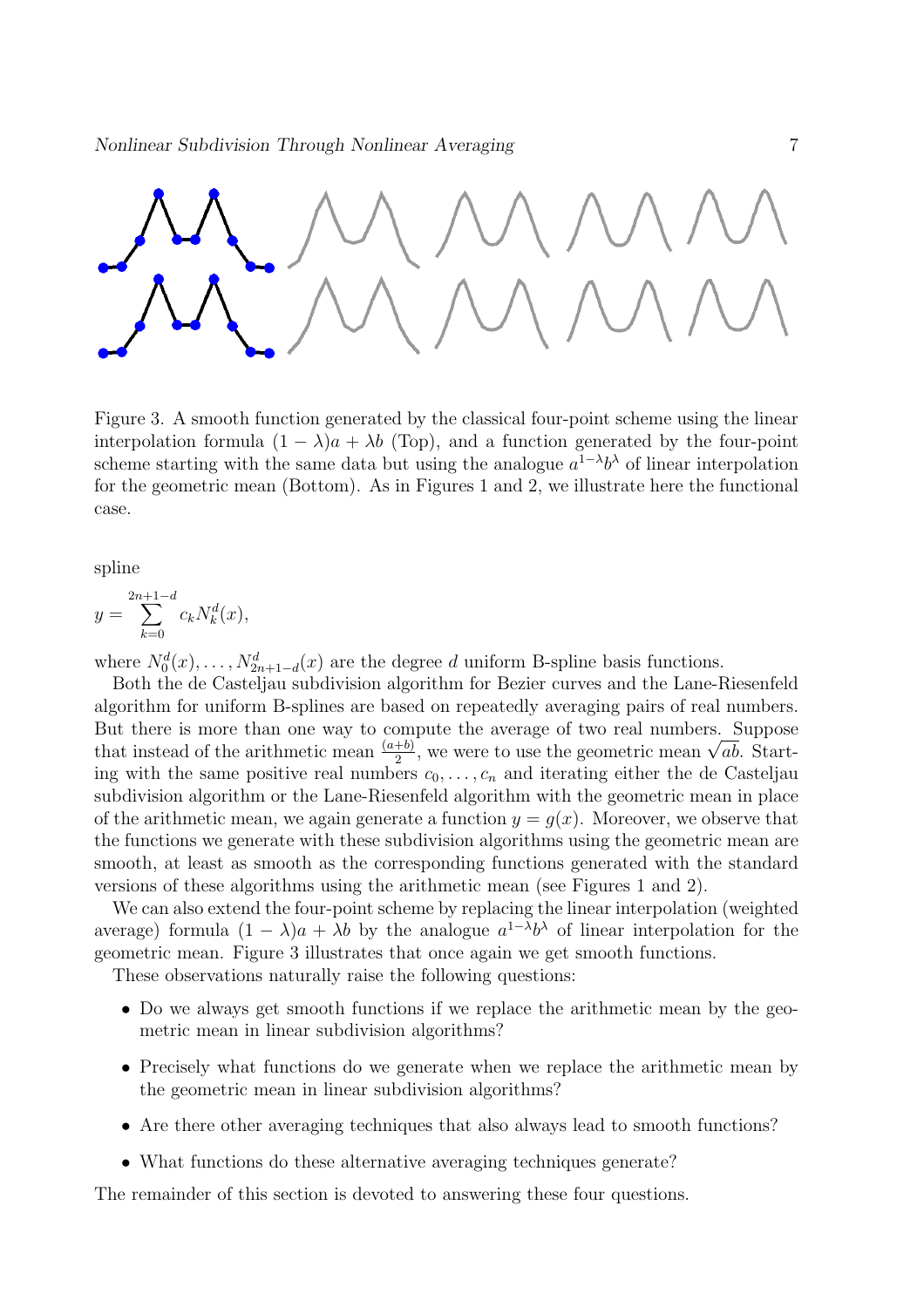Figure 3. A smooth function generated by the classical four-point scheme using the linear interpolation formula $(1 - \lambda)a + \lambda b$ (Top), and a function generated by the four-point scheme starting with the same data but using the analogue $a^{1-\lambda}b^{\lambda}$ of linear interpolation for the geometric mean (Bottom). As in Figures 1 and 2, we illustrate here the functional case.

spline

$$y = \sum_{k=0}^{2n+1-d} c_k N_k^d(x),$$

where $N_0^d(x), \ldots, N_{2n+1-d}^d(x)$ are the degree $d$ uniform B-spline basis functions.

Both the de Casteljau subdivision algorithm for Bezier curves and the Lane-Riesenfeld algorithm for uniform B-splines are based on repeatedly averaging pairs of real numbers. But there is more than one way to compute the average of two real numbers. Suppose that instead of the arithmetic mean $\frac{(a+b)}{2}$, we were to use the geometric mean $\sqrt{ab}$. Starting with the same positive real numbers $c_0, \ldots, c_n$ and iterating either the de Casteljau subdivision algorithm or the Lane-Riesenfeld algorithm with the geometric mean in place of the arithmetic mean, we again generate a function $y = g(x)$. Moreover, we observe that the functions we generate with these subdivision algorithms using the geometric mean are smooth, at least as smooth as the corresponding functions generated with the standard versions of these algorithms using the arithmetic mean (see Figures 1 and 2).

We can also extend the four-point scheme by replacing the linear interpolation (weighted average) formula $(1 - \lambda)a + \lambda b$ by the analogue $a^{1-\lambda}b^{\lambda}$ of linear interpolation for the geometric mean. Figure 3 illustrates that once again we get smooth functions.

These observations naturally raise the following questions:

- Do we always get smooth functions if we replace the arithmetic mean by the geometric mean in linear subdivision algorithms?
- Precisely what functions do we generate when we replace the arithmetic mean by the geometric mean in linear subdivision algorithms?
- Are there other averaging techniques that also always lead to smooth functions?
- What functions do these alternative averaging techniques generate?

The remainder of this section is devoted to answering these four questions.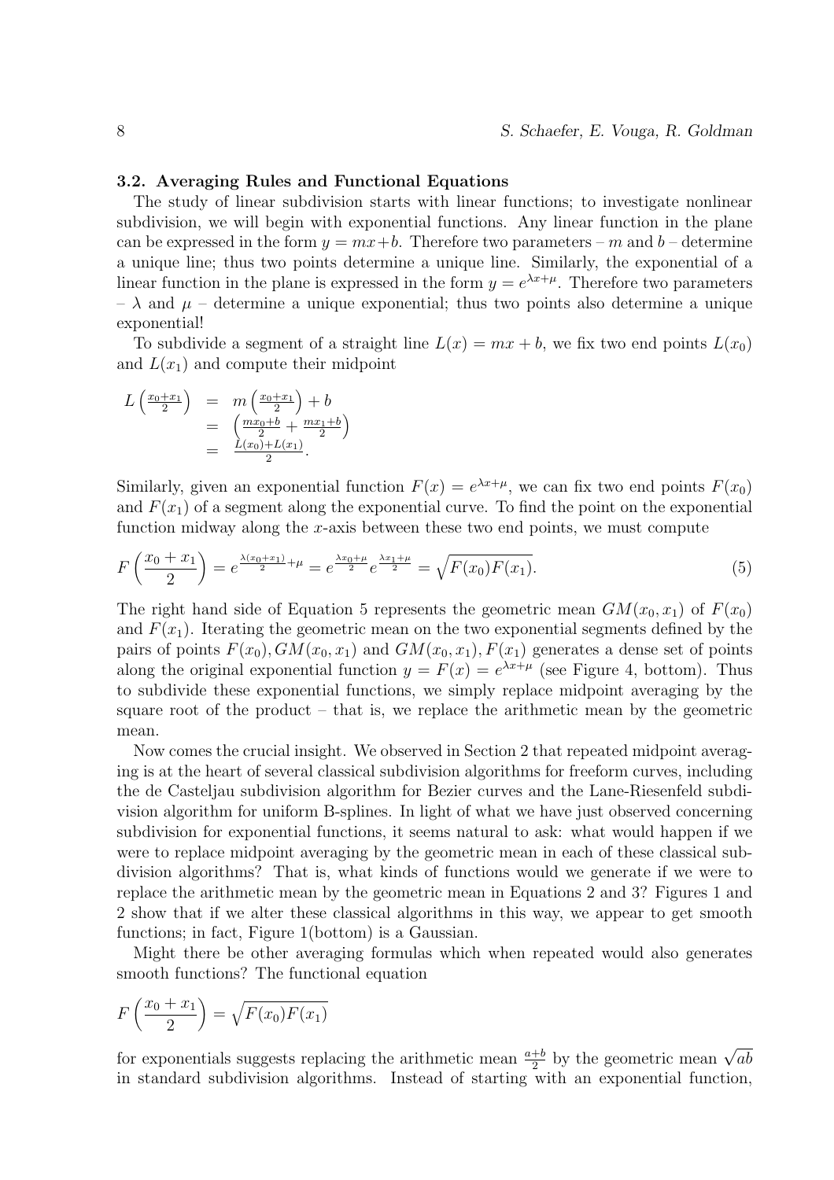### 3.2. Averaging Rules and Functional Equations

The study of linear subdivision starts with linear functions; to investigate nonlinear subdivision, we will begin with exponential functions. Any linear function in the plane can be expressed in the form $y = mx+b$. Therefore two parameters – $m$ and $b$ – determine a unique line; thus two points determine a unique line. Similarly, the exponential of a linear function in the plane is expressed in the form $y = e^{\lambda x + \mu}$. Therefore two parameters – $\lambda$ and $\mu$ – determine a unique exponential; thus two points also determine a unique exponential!

To subdivide a segment of a straight line $L(x) = mx + b$, we fix two end points $L(x_0)$ and $L(x_1)$ and compute their midpoint

$$
\begin{aligned}
L\left(\tfrac{x_0+x_1}{2}\right) &= m\left(\tfrac{x_0+x_1}{2}\right) + b \\
&= \left(\tfrac{mx_0+b}{2} + \tfrac{mx_1+b}{2}\right) \\
&= \tfrac{L(x_0)+L(x_1)}{2}.
\end{aligned}
$$

Similarly, given an exponential function $F(x) = e^{\lambda x + \mu}$, we can fix two end points $F(x_0)$ and $F(x_1)$ of a segment along the exponential curve. To find the point on the exponential function midway along the $x$-axis between these two end points, we must compute

$$
F\left(\frac{x_0+x_1}{2}\right) = e^{\frac{\lambda(x_0+x_1)}{2}+\mu} = e^{\frac{\lambda x_0+\mu}{2}} e^{\frac{\lambda x_1+\mu}{2}} = \sqrt{F(x_0)F(x_1)}. \tag{5}
$$

The right hand side of Equation 5 represents the geometric mean $GM(x_0, x_1)$ of $F(x_0)$ and $F(x_1)$. Iterating the geometric mean on the two exponential segments defined by the pairs of points $F(x_0), GM(x_0, x_1)$ and $GM(x_0, x_1), F(x_1)$ generates a dense set of points along the original exponential function $y = F(x) = e^{\lambda x+\mu}$ (see Figure 4, bottom). Thus to subdivide these exponential functions, we simply replace midpoint averaging by the square root of the product – that is, we replace the arithmetic mean by the geometric mean.

Now comes the crucial insight. We observed in Section 2 that repeated midpoint averaging is at the heart of several classical subdivision algorithms for freeform curves, including the de Casteljau subdivision algorithm for Bezier curves and the Lane-Riesenfeld subdivision algorithm for uniform B-splines. In light of what we have just observed concerning subdivision for exponential functions, it seems natural to ask: what would happen if we were to replace midpoint averaging by the geometric mean in each of these classical subdivision algorithms? That is, what kinds of functions would we generate if we were to replace the arithmetic mean by the geometric mean in Equations 2 and 3? Figures 1 and 2 show that if we alter these classical algorithms in this way, we appear to get smooth functions; in fact, Figure 1(bottom) is a Gaussian.

Might there be other averaging formulas which when repeated would also generates smooth functions? The functional equation

$$
F\left(\frac{x_0+x_1}{2}\right) = \sqrt{F(x_0)F(x_1)}
$$

for exponentials suggests replacing the arithmetic mean $\frac{a+b}{2}$ by the geometric mean $\sqrt{ab}$ in standard subdivision algorithms. Instead of starting with an exponential function,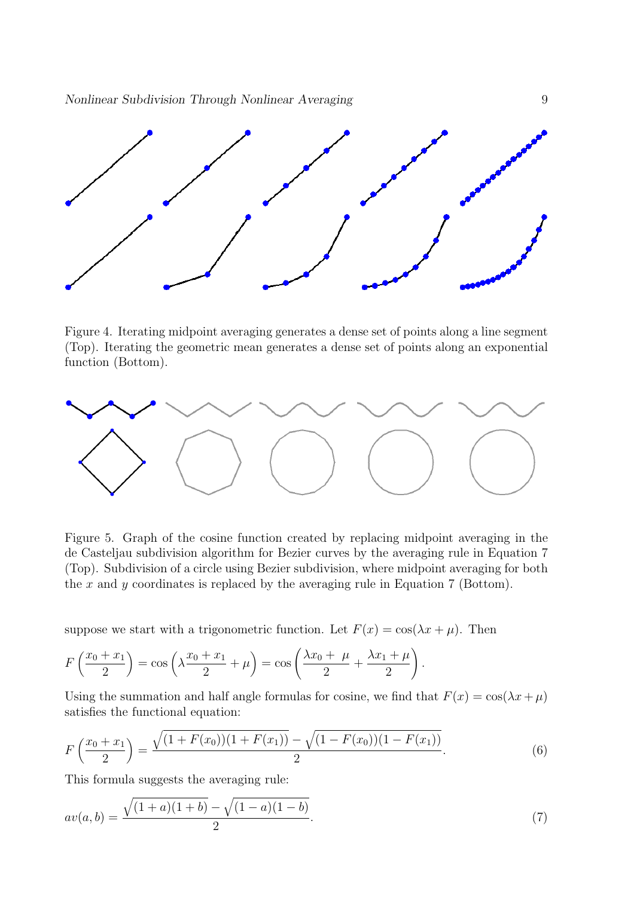Figure 4. Iterating midpoint averaging generates a dense set of points along a line segment (Top). Iterating the geometric mean generates a dense set of points along an exponential function (Bottom).

Figure 5. Graph of the cosine function created by replacing midpoint averaging in the de Casteljau subdivision algorithm for Bezier curves by the averaging rule in Equation 7 (Top). Subdivision of a circle using Bezier subdivision, where midpoint averaging for both the $x$ and $y$ coordinates is replaced by the averaging rule in Equation 7 (Bottom).

suppose we start with a trigonometric function. Let $F(x) = \cos(\lambda x + \mu)$. Then

$$F\left(\frac{x_0 + x_1}{2}\right) = \cos\left(\lambda \frac{x_0 + x_1}{2} + \mu\right) = \cos\left(\frac{\lambda x_0 + \ \mu}{2} + \frac{\lambda x_1 + \mu}{2}\right).$$

Using the summation and half angle formulas for cosine, we find that $F(x) = \cos(\lambda x + \mu)$ satisfies the functional equation:

$$F\left(\frac{x_0 + x_1}{2}\right) = \frac{\sqrt{(1 + F(x_0))(1 + F(x_1))} - \sqrt{(1 - F(x_0))(1 - F(x_1))}}{2}. \tag{6}$$

This formula suggests the averaging rule:

$$av(a, b) = \frac{\sqrt{(1 + a)(1 + b)} - \sqrt{(1 - a)(1 - b)}}{2}. \tag{7}$$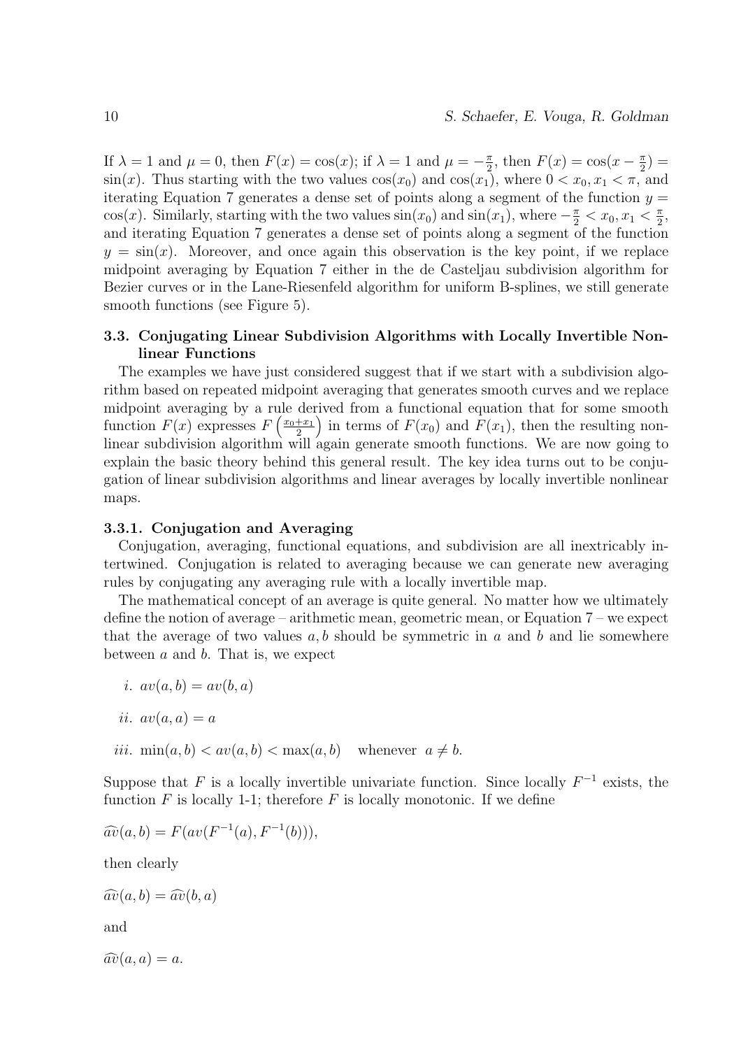If $\lambda = 1$ and $\mu = 0$, then $F(x) = \cos(x)$; if $\lambda = 1$ and $\mu = -\frac{\pi}{2}$, then $F(x) = \cos(x - \frac{\pi}{2}) = \sin(x)$. Thus starting with the two values $\cos(x_0)$ and $\cos(x_1)$, where $0 < x_0, x_1 < \pi$, and iterating Equation 7 generates a dense set of points along a segment of the function $y = \cos(x)$. Similarly, starting with the two values $\sin(x_0)$ and $\sin(x_1)$, where $-\frac{\pi}{2} < x_0, x_1 < \frac{\pi}{2}$, and iterating Equation 7 generates a dense set of points along a segment of the function $y = \sin(x)$. Moreover, and once again this observation is the key point, if we replace midpoint averaging by Equation 7 either in the de Casteljau subdivision algorithm for Bezier curves or in the Lane-Riesenfeld algorithm for uniform B-splines, we still generate smooth functions (see Figure 5).

### 3.3. Conjugating Linear Subdivision Algorithms with Locally Invertible Nonlinear Functions

The examples we have just considered suggest that if we start with a subdivision algorithm based on repeated midpoint averaging that generates smooth curves and we replace midpoint averaging by a rule derived from a functional equation that for some smooth function $F(x)$ expresses $F\left(\frac{x_0+x_1}{2}\right)$ in terms of $F(x_0)$ and $F(x_1)$, then the resulting nonlinear subdivision algorithm will again generate smooth functions. We are now going to explain the basic theory behind this general result. The key idea turns out to be conjugation of linear subdivision algorithms and linear averages by locally invertible nonlinear maps.

#### 3.3.1. Conjugation and Averaging

Conjugation, averaging, functional equations, and subdivision are all inextricably intertwined. Conjugation is related to averaging because we can generate new averaging rules by conjugating any averaging rule with a locally invertible map.

The mathematical concept of an average is quite general. No matter how we ultimately define the notion of average – arithmetic mean, geometric mean, or Equation 7 – we expect that the average of two values $a, b$ should be symmetric in $a$ and $b$ and lie somewhere between $a$ and $b$. That is, we expect

*i.* $av(a, b) = av(b, a)$

*ii.* $av(a, a) = a$

*iii.* $\min(a, b) < av(a, b) < \max(a, b) \quad \text{whenever} \quad a \neq b.$

Suppose that $F$ is a locally invertible univariate function. Since locally $F^{-1}$ exists, the function $F$ is locally 1-1; therefore $F$ is locally monotonic. If we define

$$\widehat{av}(a, b) = F(av(F^{-1}(a), F^{-1}(b))),$$

then clearly

$$\widehat{av}(a, b) = \widehat{av}(b, a)$$

and

$$\widehat{av}(a, a) = a.$$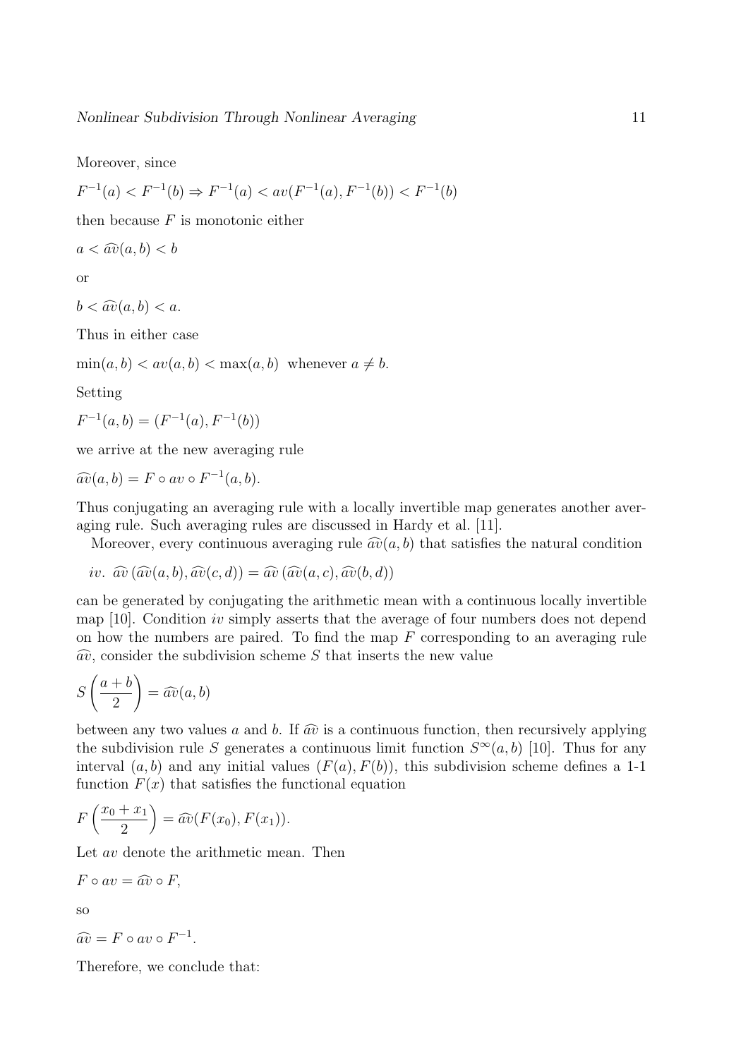Moreover, since

$$F^{-1}(a) < F^{-1}(b) \Rightarrow F^{-1}(a) < av(F^{-1}(a), F^{-1}(b)) < F^{-1}(b)$$

then because $F$ is monotonic either

$$a < \widehat{av}(a,b) < b$$

or

$$b < \widehat{av}(a,b) < a.$$

Thus in either case

$$\min(a,b) < av(a,b) < \max(a,b) \text{ whenever } a \neq b.$$

Setting

$$F^{-1}(a,b) = (F^{-1}(a), F^{-1}(b))$$

we arrive at the new averaging rule

$$\widehat{av}(a,b) = F \circ av \circ F^{-1}(a,b).$$

Thus conjugating an averaging rule with a locally invertible map generates another averaging rule. Such averaging rules are discussed in Hardy et al. [11].

Moreover, every continuous averaging rule $\widehat{av}(a,b)$ that satisfies the natural condition

*iv.* $\widehat{av}\left(\widehat{av}(a,b), \widehat{av}(c,d)\right) = \widehat{av}\left(\widehat{av}(a,c), \widehat{av}(b,d)\right)$

can be generated by conjugating the arithmetic mean with a continuous locally invertible map [10]. Condition *iv* simply asserts that the average of four numbers does not depend on how the numbers are paired. To find the map $F$ corresponding to an averaging rule $\widehat{av}$, consider the subdivision scheme $S$ that inserts the new value

$$S\left(\frac{a+b}{2}\right) = \widehat{av}(a,b)$$

between any two values $a$ and $b$. If $\widehat{av}$ is a continuous function, then recursively applying the subdivision rule $S$ generates a continuous limit function $S^{\infty}(a,b)$ [10]. Thus for any interval $(a,b)$ and any initial values $(F(a), F(b))$, this subdivision scheme defines a 1-1 function $F(x)$ that satisfies the functional equation

$$F\left(\frac{x_0 + x_1}{2}\right) = \widehat{av}(F(x_0), F(x_1)).$$

Let $av$ denote the arithmetic mean. Then

$$F \circ av = \widehat{av} \circ F,$$

so

$$\widehat{av} = F \circ av \circ F^{-1}.$$

Therefore, we conclude that: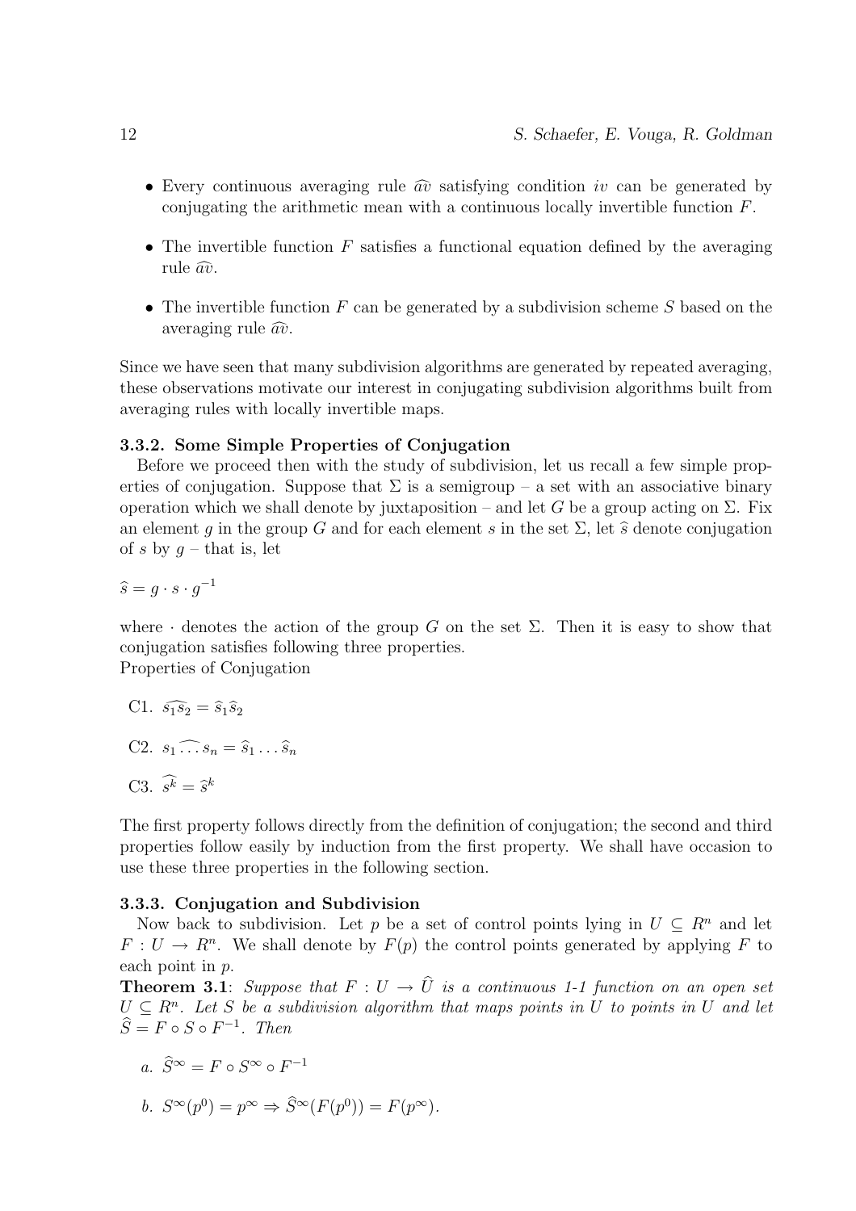- Every continuous averaging rule $\widehat{av}$ satisfying condition *iv* can be generated by conjugating the arithmetic mean with a continuous locally invertible function $F$.
- The invertible function $F$ satisfies a functional equation defined by the averaging rule $\widehat{av}$.
- The invertible function $F$ can be generated by a subdivision scheme $S$ based on the averaging rule $\widehat{av}$.

Since we have seen that many subdivision algorithms are generated by repeated averaging, these observations motivate our interest in conjugating subdivision algorithms built from averaging rules with locally invertible maps.

### 3.3.2. Some Simple Properties of Conjugation

Before we proceed then with the study of subdivision, let us recall a few simple properties of conjugation. Suppose that $\Sigma$ is a semigroup – a set with an associative binary operation which we shall denote by juxtaposition – and let $G$ be a group acting on $\Sigma$. Fix an element $g$ in the group $G$ and for each element $s$ in the set $\Sigma$, let $\widehat{s}$ denote conjugation of $s$ by $g$ – that is, let

$$\widehat{s} = g \cdot s \cdot g^{-1}$$

where $\cdot$ denotes the action of the group $G$ on the set $\Sigma$. Then it is easy to show that conjugation satisfies following three properties.
Properties of Conjugation

C1. $\widehat{s_1 s_2} = \widehat{s}_1 \widehat{s}_2$

C2. $\widehat{s_1 \ldots s_n} = \widehat{s}_1 \ldots \widehat{s}_n$

C3. $\widehat{s^k} = \widehat{s}^k$

The first property follows directly from the definition of conjugation; the second and third properties follow easily by induction from the first property. We shall have occasion to use these three properties in the following section.

### 3.3.3. Conjugation and Subdivision

Now back to subdivision. Let $p$ be a set of control points lying in $U \subseteq R^n$ and let $F : U \to R^n$. We shall denote by $F(p)$ the control points generated by applying $F$ to each point in $p$.

**Theorem 3.1**: *Suppose that $F : U \to \widehat{U}$ is a continuous 1-1 function on an open set $U \subseteq R^n$. Let $S$ be a subdivision algorithm that maps points in $U$ to points in $U$ and let $\widehat{S} = F \circ S \circ F^{-1}$. Then*

*a.* $\widehat{S}^\infty = F \circ S^\infty \circ F^{-1}$

*b.* $S^\infty(p^0) = p^\infty \Rightarrow \widehat{S}^\infty(F(p^0)) = F(p^\infty)$.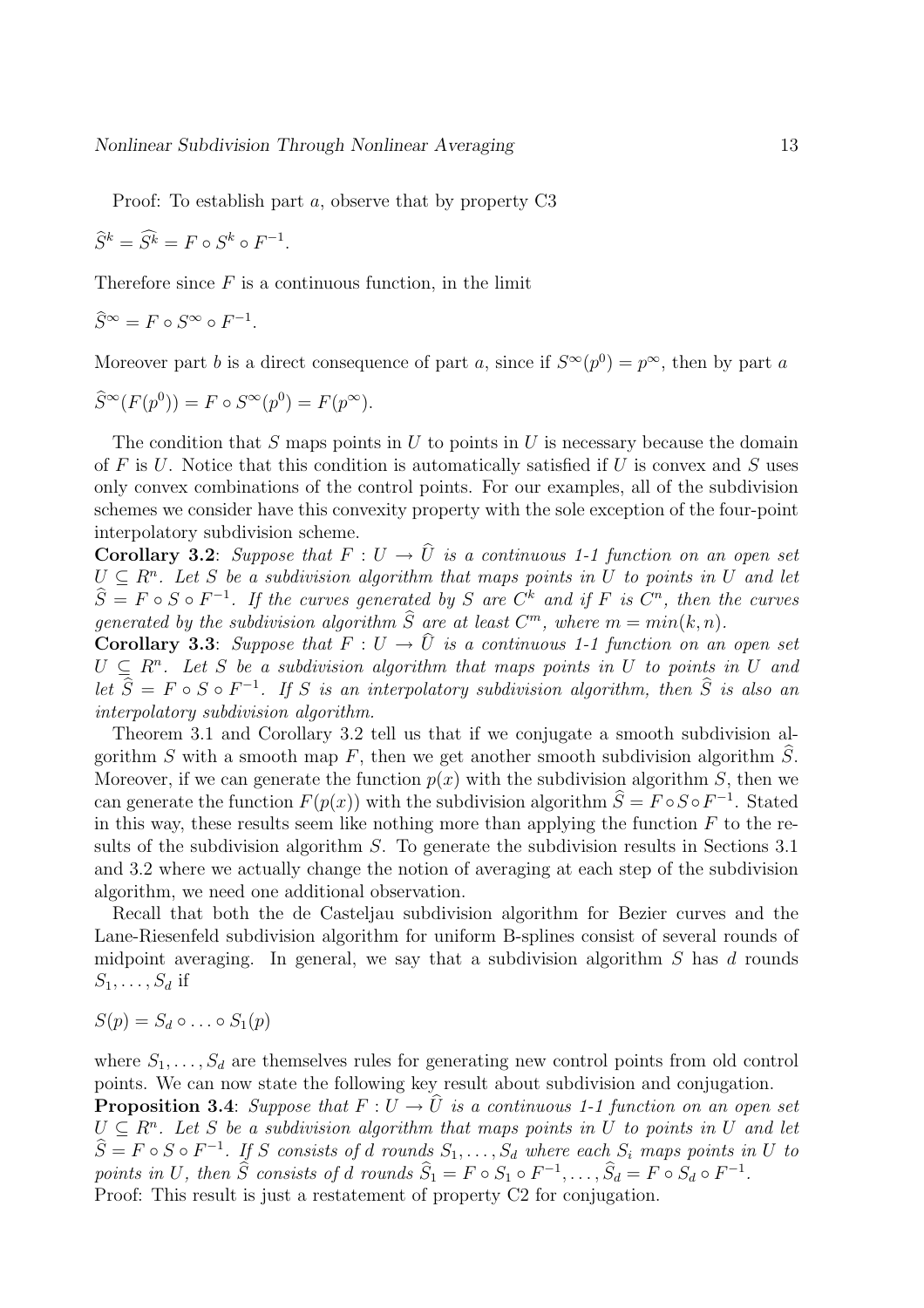Proof: To establish part $a$, observe that by property C3

$$\widehat{S}^k = \widehat{S^k} = F \circ S^k \circ F^{-1}.$$

Therefore since $F$ is a continuous function, in the limit

$$\widehat{S}^\infty = F \circ S^\infty \circ F^{-1}.$$

Moreover part $b$ is a direct consequence of part $a$, since if $S^\infty(p^0) = p^\infty$, then by part $a$

$$\widehat{S}^\infty(F(p^0)) = F \circ S^\infty(p^0) = F(p^\infty).$$

The condition that $S$ maps points in $U$ to points in $U$ is necessary because the domain of $F$ is $U$. Notice that this condition is automatically satisfied if $U$ is convex and $S$ uses only convex combinations of the control points. For our examples, all of the subdivision schemes we consider have this convexity property with the sole exception of the four-point interpolatory subdivision scheme.

**Corollary 3.2**: *Suppose that $F : U \to \widehat{U}$ is a continuous 1-1 function on an open set $U \subseteq R^n$. Let $S$ be a subdivision algorithm that maps points in $U$ to points in $U$ and let $\widehat{S} = F \circ S \circ F^{-1}$. If the curves generated by $S$ are $C^k$ and if $F$ is $C^n$, then the curves generated by the subdivision algorithm $\widehat{S}$ are at least $C^m$, where $m = min(k, n)$.*

**Corollary 3.3**: *Suppose that $F : U \to \widehat{U}$ is a continuous 1-1 function on an open set $U \subseteq R^n$. Let $S$ be a subdivision algorithm that maps points in $U$ to points in $U$ and let $\widehat{S} = F \circ S \circ F^{-1}$. If $S$ is an interpolatory subdivision algorithm, then $\widehat{S}$ is also an interpolatory subdivision algorithm.*

Theorem 3.1 and Corollary 3.2 tell us that if we conjugate a smooth subdivision algorithm $S$ with a smooth map $F$, then we get another smooth subdivision algorithm $\widehat{S}$. Moreover, if we can generate the function $p(x)$ with the subdivision algorithm $S$, then we can generate the function $F(p(x))$ with the subdivision algorithm $\widehat{S} = F \circ S \circ F^{-1}$. Stated in this way, these results seem like nothing more than applying the function $F$ to the results of the subdivision algorithm $S$. To generate the subdivision results in Sections 3.1 and 3.2 where we actually change the notion of averaging at each step of the subdivision algorithm, we need one additional observation.

Recall that both the de Casteljau subdivision algorithm for Bezier curves and the Lane-Riesenfeld subdivision algorithm for uniform B-splines consist of several rounds of midpoint averaging. In general, we say that a subdivision algorithm $S$ has $d$ rounds $S_1, \ldots, S_d$ if

$$S(p) = S_d \circ \ldots \circ S_1(p)$$

where $S_1, \ldots, S_d$ are themselves rules for generating new control points from old control points. We can now state the following key result about subdivision and conjugation.

**Proposition 3.4**: *Suppose that $F : U \to \widehat{U}$ is a continuous 1-1 function on an open set $U \subseteq R^n$. Let $S$ be a subdivision algorithm that maps points in $U$ to points in $U$ and let $\widehat{S} = F \circ S \circ F^{-1}$. If $S$ consists of $d$ rounds $S_1, \ldots, S_d$ where each $S_i$ maps points in $U$ to points in $U$, then $\widehat{S}$ consists of $d$ rounds $\widehat{S}_1 = F \circ S_1 \circ F^{-1}, \ldots, \widehat{S}_d = F \circ S_d \circ F^{-1}$.*

Proof: This result is just a restatement of property C2 for conjugation.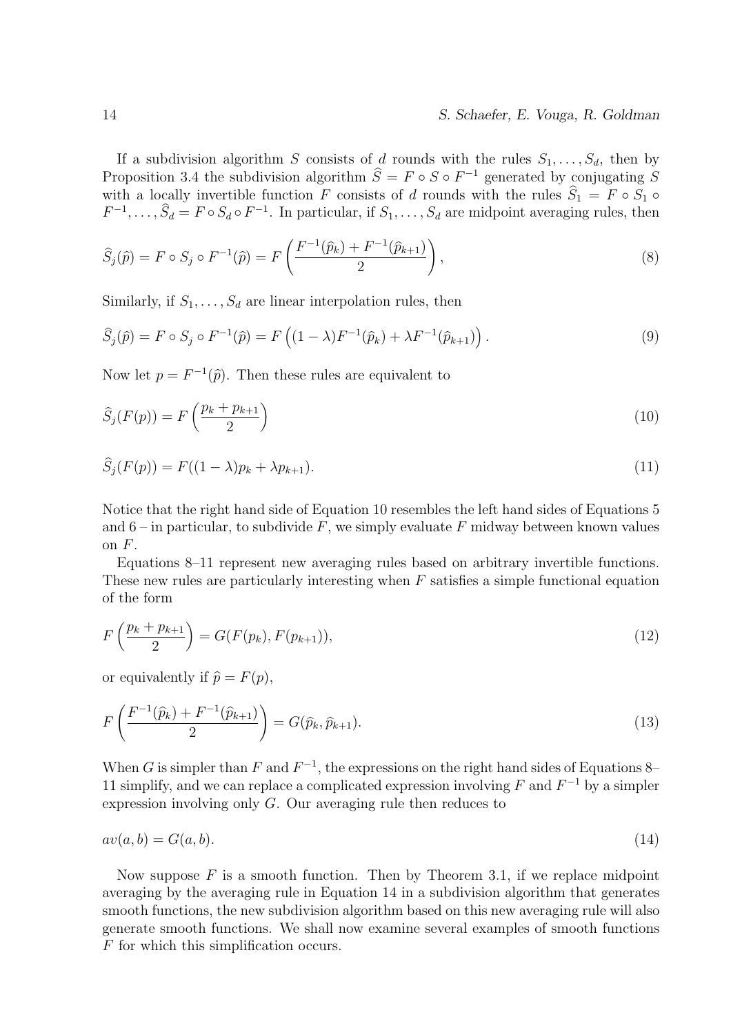If a subdivision algorithm $S$ consists of $d$ rounds with the rules $S_1, \dots, S_d$, then by Proposition 3.4 the subdivision algorithm $\widehat{S} = F \circ S \circ F^{-1}$ generated by conjugating $S$ with a locally invertible function $F$ consists of $d$ rounds with the rules $\widehat{S}_1 = F \circ S_1 \circ F^{-1}, \dots, \widehat{S}_d = F \circ S_d \circ F^{-1}$. In particular, if $S_1, \dots, S_d$ are midpoint averaging rules, then

$$\widehat{S}_j(\widehat{p}) = F \circ S_j \circ F^{-1}(\widehat{p}) = F\left(\frac{F^{-1}(\widehat{p}_k) + F^{-1}(\widehat{p}_{k+1})}{2}\right), \tag{8}$$

Similarly, if $S_1, \dots, S_d$ are linear interpolation rules, then

$$\widehat{S}_j(\widehat{p}) = F \circ S_j \circ F^{-1}(\widehat{p}) = F\left((1-\lambda)F^{-1}(\widehat{p}_k) + \lambda F^{-1}(\widehat{p}_{k+1})\right). \tag{9}$$

Now let $p = F^{-1}(\widehat{p})$. Then these rules are equivalent to

$$\widehat{S}_j(F(p)) = F\left(\frac{p_k + p_{k+1}}{2}\right) \tag{10}$$

$$\widehat{S}_j(F(p)) = F((1-\lambda)p_k + \lambda p_{k+1}). \tag{11}$$

Notice that the right hand side of Equation 10 resembles the left hand sides of Equations 5 and 6 – in particular, to subdivide $F$, we simply evaluate $F$ midway between known values on $F$.

Equations 8–11 represent new averaging rules based on arbitrary invertible functions. These new rules are particularly interesting when $F$ satisfies a simple functional equation of the form

$$F\left(\frac{p_k + p_{k+1}}{2}\right) = G(F(p_k), F(p_{k+1})), \tag{12}$$

or equivalently if $\widehat{p} = F(p)$,

$$F\left(\frac{F^{-1}(\widehat{p}_k) + F^{-1}(\widehat{p}_{k+1})}{2}\right) = G(\widehat{p}_k, \widehat{p}_{k+1}). \tag{13}$$

When $G$ is simpler than $F$ and $F^{-1}$, the expressions on the right hand sides of Equations 8–11 simplify, and we can replace a complicated expression involving $F$ and $F^{-1}$ by a simpler expression involving only $G$. Our averaging rule then reduces to

$$av(a, b) = G(a, b). \tag{14}$$

Now suppose $F$ is a smooth function. Then by Theorem 3.1, if we replace midpoint averaging by the averaging rule in Equation 14 in a subdivision algorithm that generates smooth functions, the new subdivision algorithm based on this new averaging rule will also generate smooth functions. We shall now examine several examples of smooth functions $F$ for which this simplification occurs.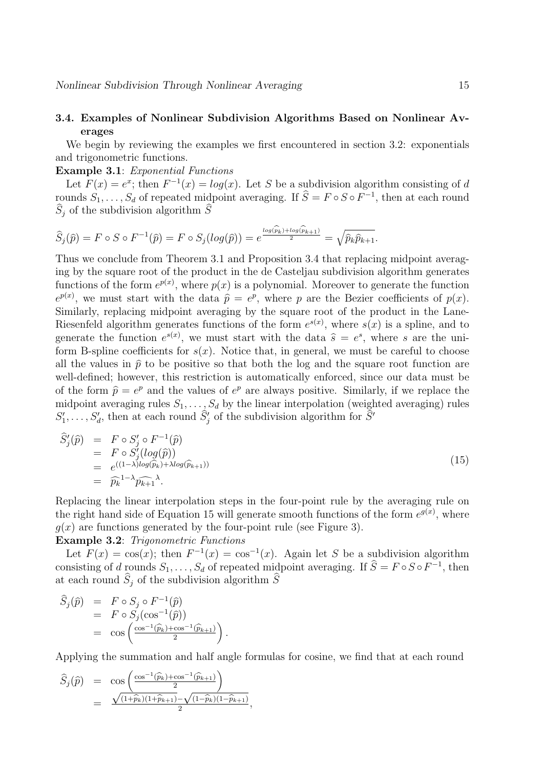### 3.4. Examples of Nonlinear Subdivision Algorithms Based on Nonlinear Averages

We begin by reviewing the examples we first encountered in section 3.2: exponentials and trigonometric functions.

**Example 3.1**: *Exponential Functions*

Let $F(x) = e^x$; then $F^{-1}(x) = log(x)$. Let $S$ be a subdivision algorithm consisting of $d$ rounds $S_1, \ldots, S_d$ of repeated midpoint averaging. If $\widehat{S} = F \circ S \circ F^{-1}$, then at each round $\widehat{S}_j$ of the subdivision algorithm $\widehat{S}$

$$\widehat{S}_j(\widehat{p}) = F \circ S \circ F^{-1}(\widehat{p}) = F \circ S_j(log(\widehat{p})) = e^{\frac{log(\widehat{p}_k) + log(\widehat{p}_{k+1})}{2}} = \sqrt{\widehat{p}_k \widehat{p}_{k+1}}.$$

Thus we conclude from Theorem 3.1 and Proposition 3.4 that replacing midpoint averaging by the square root of the product in the de Casteljau subdivision algorithm generates functions of the form $e^{p(x)}$, where $p(x)$ is a polynomial. Moreover to generate the function $e^{p(x)}$, we must start with the data $\widehat{p} = e^p$, where $p$ are the Bezier coefficients of $p(x)$. Similarly, replacing midpoint averaging by the square root of the product in the Lane-Riesenfeld algorithm generates functions of the form $e^{s(x)}$, where $s(x)$ is a spline, and to generate the function $e^{s(x)}$, we must start with the data $\widehat{s} = e^s$, where $s$ are the uniform B-spline coefficients for $s(x)$. Notice that, in general, we must be careful to choose all the values in $\widehat{p}$ to be positive so that both the log and the square root function are well-defined; however, this restriction is automatically enforced, since our data must be of the form $\widehat{p} = e^p$ and the values of $e^p$ are always positive. Similarly, if we replace the midpoint averaging rules $S_1, \ldots, S_d$ by the linear interpolation (weighted averaging) rules $S'_1, \ldots, S'_d$, then at each round $\widehat{S}'_j$ of the subdivision algorithm for $\widehat{S}'$

$$\begin{aligned}
\widehat{S}'_j(\widehat{p}) &= F \circ S'_j \circ F^{-1}(\widehat{p}) \\
&= F \circ S'_j(log(\widehat{p})) \\
&= e^{((1-\lambda)log(\widehat{p}_k) + \lambda log(\widehat{p}_{k+1}))} \\
&= \widehat{p_k}^{1-\lambda} \widehat{p_{k+1}}^{\lambda}.
\end{aligned} \tag{15}$$

Replacing the linear interpolation steps in the four-point rule by the averaging rule on the right hand side of Equation 15 will generate smooth functions of the form $e^{g(x)}$, where $g(x)$ are functions generated by the four-point rule (see Figure 3).

**Example 3.2**: *Trigonometric Functions*

Let $F(x) = \cos(x)$; then $F^{-1}(x) = \cos^{-1}(x)$. Again let $S$ be a subdivision algorithm consisting of $d$ rounds $S_1, \ldots, S_d$ of repeated midpoint averaging. If $\widehat{S} = F \circ S \circ F^{-1}$, then at each round $\widehat{S}_j$ of the subdivision algorithm $\widehat{S}$

$$\begin{aligned}
\widehat{S}_j(\widehat{p}) &= F \circ S_j \circ F^{-1}(\widehat{p}) \\
&= F \circ S_j(\cos^{-1}(\widehat{p})) \\
&= \cos\left(\frac{\cos^{-1}(\widehat{p}_k) + \cos^{-1}(\widehat{p}_{k+1})}{2}\right).
\end{aligned}$$

Applying the summation and half angle formulas for cosine, we find that at each round

$$\begin{aligned}
\widehat{S}_j(\widehat{p}) &= \cos\left(\frac{\cos^{-1}(\widehat{p}_k) + \cos^{-1}(\widehat{p}_{k+1})}{2}\right) \\
&= \frac{\sqrt{(1+\widehat{p}_k)(1+\widehat{p}_{k+1})} - \sqrt{(1-\widehat{p}_k)(1-\widehat{p}_{k+1})}}{2},
\end{aligned}$$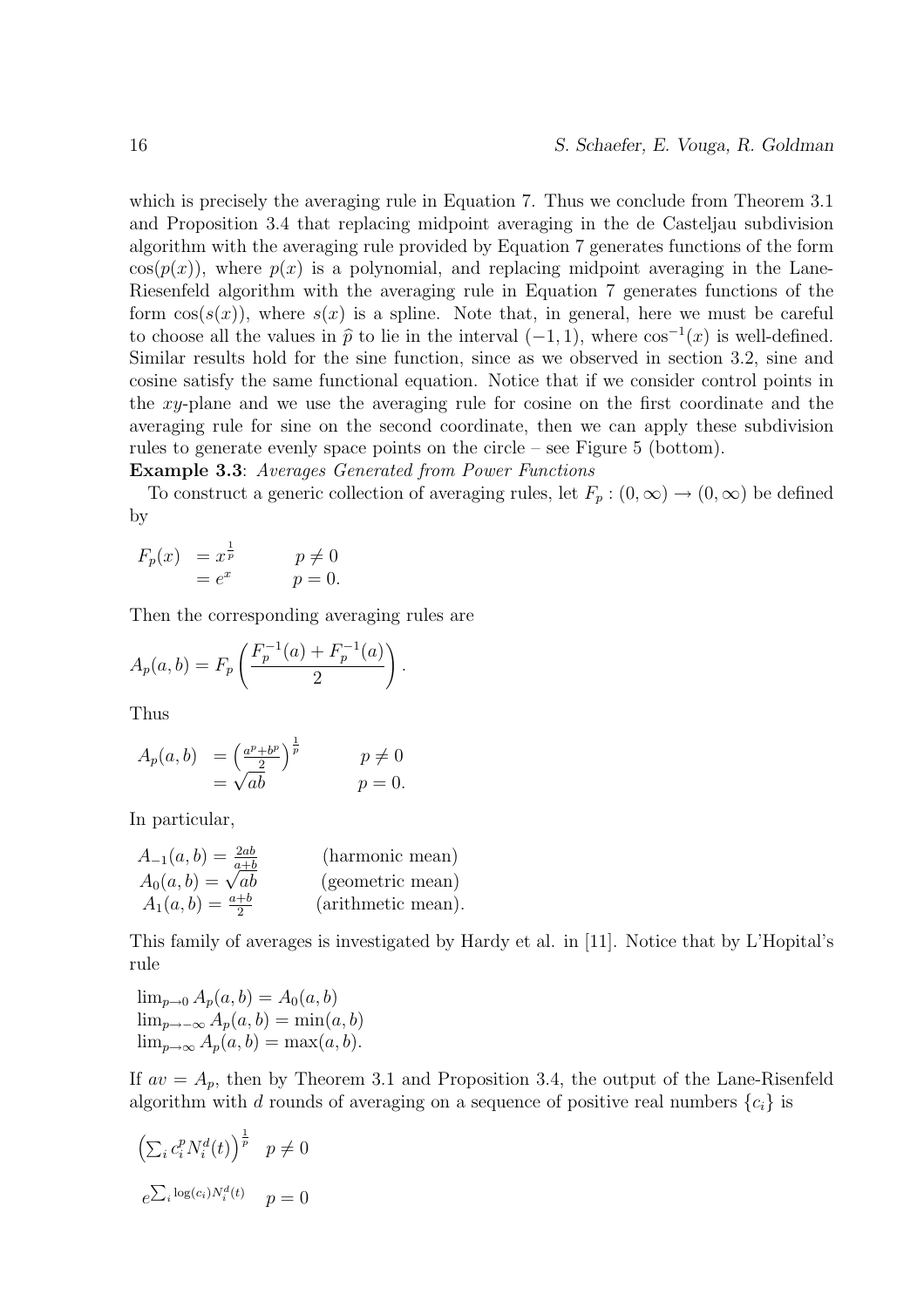which is precisely the averaging rule in Equation 7. Thus we conclude from Theorem 3.1 and Proposition 3.4 that replacing midpoint averaging in the de Casteljau subdivision algorithm with the averaging rule provided by Equation 7 generates functions of the form $\cos(p(x))$, where $p(x)$ is a polynomial, and replacing midpoint averaging in the Lane-Riesenfeld algorithm with the averaging rule in Equation 7 generates functions of the form $\cos(s(x))$, where $s(x)$ is a spline. Note that, in general, here we must be careful to choose all the values in $\widehat{p}$ to lie in the interval $(-1, 1)$, where $\cos^{-1}(x)$ is well-defined. Similar results hold for the sine function, since as we observed in section 3.2, sine and cosine satisfy the same functional equation. Notice that if we consider control points in the $xy$-plane and we use the averaging rule for cosine on the first coordinate and the averaging rule for sine on the second coordinate, then we can apply these subdivision rules to generate evenly space points on the circle – see Figure 5 (bottom).

**Example 3.3**: *Averages Generated from Power Functions*

To construct a generic collection of averaging rules, let $F_p : (0, \infty) \to (0, \infty)$ be defined by

$$
\begin{aligned}
F_p(x) &= x^{\frac{1}{p}} && p \neq 0 \\
&= e^x && p = 0.
\end{aligned}
$$

Then the corresponding averaging rules are

$$A_p(a, b) = F_p\left(\frac{F_p^{-1}(a) + F_p^{-1}(a)}{2}\right).$$

Thus

$$
\begin{aligned}
A_p(a, b) &= \left(\tfrac{a^p + b^p}{2}\right)^{\frac{1}{p}} && p \neq 0 \\
&= \sqrt{ab} && p = 0.
\end{aligned}
$$

In particular,

$$
\begin{aligned}
A_{-1}(a, b) &= \tfrac{2ab}{a+b} && \text{(harmonic mean)} \\
A_0(a, b) &= \sqrt{ab} && \text{(geometric mean)} \\
A_1(a, b) &= \tfrac{a+b}{2} && \text{(arithmetic mean)}.
\end{aligned}
$$

This family of averages is investigated by Hardy et al. in [11]. Notice that by L'Hopital's rule

$$
\begin{aligned}
&\lim_{p \to 0} A_p(a, b) = A_0(a, b) \\
&\lim_{p \to -\infty} A_p(a, b) = \min(a, b) \\
&\lim_{p \to \infty} A_p(a, b) = \max(a, b).
\end{aligned}
$$

If $av = A_p$, then by Theorem 3.1 and Proposition 3.4, the output of the Lane-Risenfeld algorithm with $d$ rounds of averaging on a sequence of positive real numbers $\{c_i\}$ is

$$\left(\sum_i c_i^p N_i^d(t)\right)^{\frac{1}{p}} \quad p \neq 0$$

$$e^{\sum_i \log(c_i) N_i^d(t)} \quad p = 0$$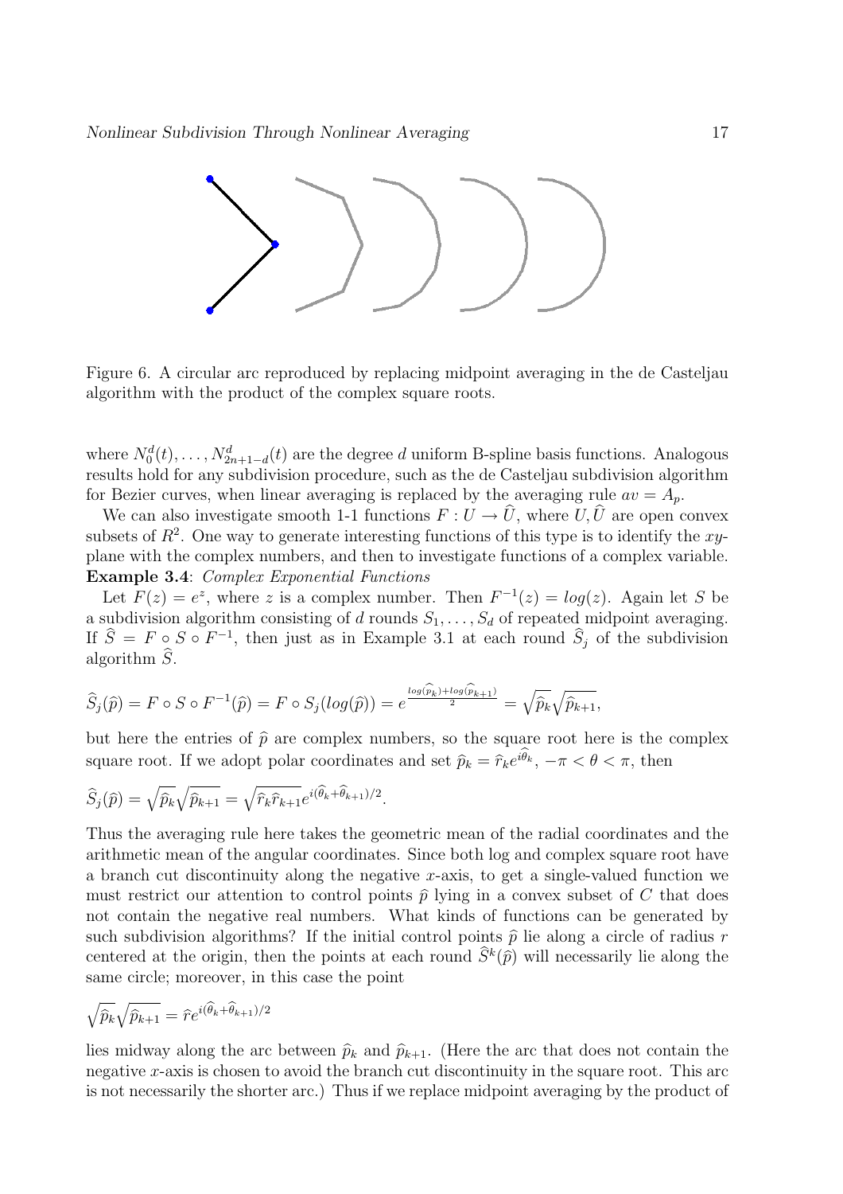Figure 6. A circular arc reproduced by replacing midpoint averaging in the de Casteljau algorithm with the product of the complex square roots.

where $N_0^d(t), \ldots, N_{2n+1-d}^d(t)$ are the degree $d$ uniform B-spline basis functions. Analogous results hold for any subdivision procedure, such as the de Casteljau subdivision algorithm for Bezier curves, when linear averaging is replaced by the averaging rule $av = A_p$.

We can also investigate smooth 1-1 functions $F : U \to \widehat{U}$, where $U, \widehat{U}$ are open convex subsets of $R^2$. One way to generate interesting functions of this type is to identify the $xy$-plane with the complex numbers, and then to investigate functions of a complex variable.

**Example 3.4**: *Complex Exponential Functions*

Let $F(z) = e^z$, where $z$ is a complex number. Then $F^{-1}(z) = log(z)$. Again let $S$ be a subdivision algorithm consisting of $d$ rounds $S_1, \ldots, S_d$ of repeated midpoint averaging. If $\widehat{S} = F \circ S \circ F^{-1}$, then just as in Example 3.1 at each round $\widehat{S}_j$ of the subdivision algorithm $\widehat{S}$.

$$\widehat{S}_j(\widehat{p}) = F \circ S \circ F^{-1}(\widehat{p}) = F \circ S_j(log(\widehat{p})) = e^{\frac{log(\widehat{p}_k) + log(\widehat{p}_{k+1})}{2}} = \sqrt{\widehat{p}_k}\sqrt{\widehat{p}_{k+1}},$$

but here the entries of $\widehat{p}$ are complex numbers, so the square root here is the complex square root. If we adopt polar coordinates and set $\widehat{p}_k = \widehat{r}_k e^{i\widehat{\theta}_k}$, $-\pi < \theta < \pi$, then

$$\widehat{S}_j(\widehat{p}) = \sqrt{\widehat{p}_k}\sqrt{\widehat{p}_{k+1}} = \sqrt{\widehat{r}_k \widehat{r}_{k+1}} e^{i(\widehat{\theta}_k + \widehat{\theta}_{k+1})/2}.$$

Thus the averaging rule here takes the geometric mean of the radial coordinates and the arithmetic mean of the angular coordinates. Since both log and complex square root have a branch cut discontinuity along the negative $x$-axis, to get a single-valued function we must restrict our attention to control points $\widehat{p}$ lying in a convex subset of $C$ that does not contain the negative real numbers. What kinds of functions can be generated by such subdivision algorithms? If the initial control points $\widehat{p}$ lie along a circle of radius $r$ centered at the origin, then the points at each round $\widehat{S}^k(\widehat{p})$ will necessarily lie along the same circle; moreover, in this case the point

$$\sqrt{\widehat{p}_k}\sqrt{\widehat{p}_{k+1}} = \widehat{r} e^{i(\widehat{\theta}_k + \widehat{\theta}_{k+1})/2}$$

lies midway along the arc between $\widehat{p}_k$ and $\widehat{p}_{k+1}$. (Here the arc that does not contain the negative $x$-axis is chosen to avoid the branch cut discontinuity in the square root. This arc is not necessarily the shorter arc.) Thus if we replace midpoint averaging by the product of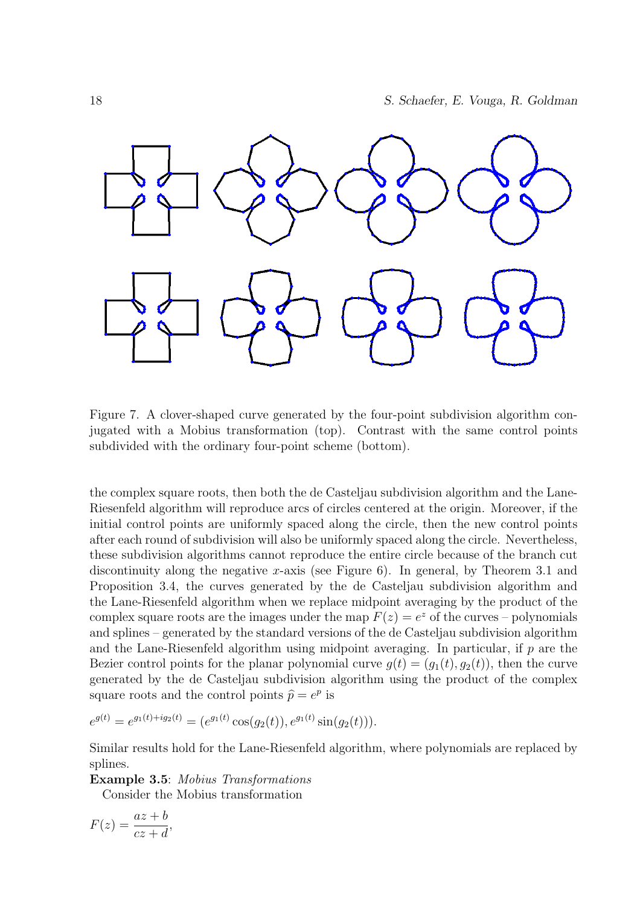Figure 7. A clover-shaped curve generated by the four-point subdivision algorithm conjugated with a Mobius transformation (top). Contrast with the same control points subdivided with the ordinary four-point scheme (bottom).

the complex square roots, then both the de Casteljau subdivision algorithm and the Lane-Riesenfeld algorithm will reproduce arcs of circles centered at the origin. Moreover, if the initial control points are uniformly spaced along the circle, then the new control points after each round of subdivision will also be uniformly spaced along the circle. Nevertheless, these subdivision algorithms cannot reproduce the entire circle because of the branch cut discontinuity along the negative $x$-axis (see Figure 6). In general, by Theorem 3.1 and Proposition 3.4, the curves generated by the de Casteljau subdivision algorithm and the Lane-Riesenfeld algorithm when we replace midpoint averaging by the product of the complex square roots are the images under the map $F(z) = e^z$ of the curves – polynomials and splines – generated by the standard versions of the de Casteljau subdivision algorithm and the Lane-Riesenfeld algorithm using midpoint averaging. In particular, if $p$ are the Bezier control points for the planar polynomial curve $g(t) = (g_1(t), g_2(t))$, then the curve generated by the de Casteljau subdivision algorithm using the product of the complex square roots and the control points $\widehat{p} = e^p$ is

$$e^{g(t)} = e^{g_1(t)+ig_2(t)} = (e^{g_1(t)} \cos(g_2(t)), e^{g_1(t)} \sin(g_2(t))).$$

Similar results hold for the Lane-Riesenfeld algorithm, where polynomials are replaced by splines.

**Example 3.5**: *Mobius Transformations*

Consider the Mobius transformation

$$F(z) = \frac{az+b}{cz+d},$$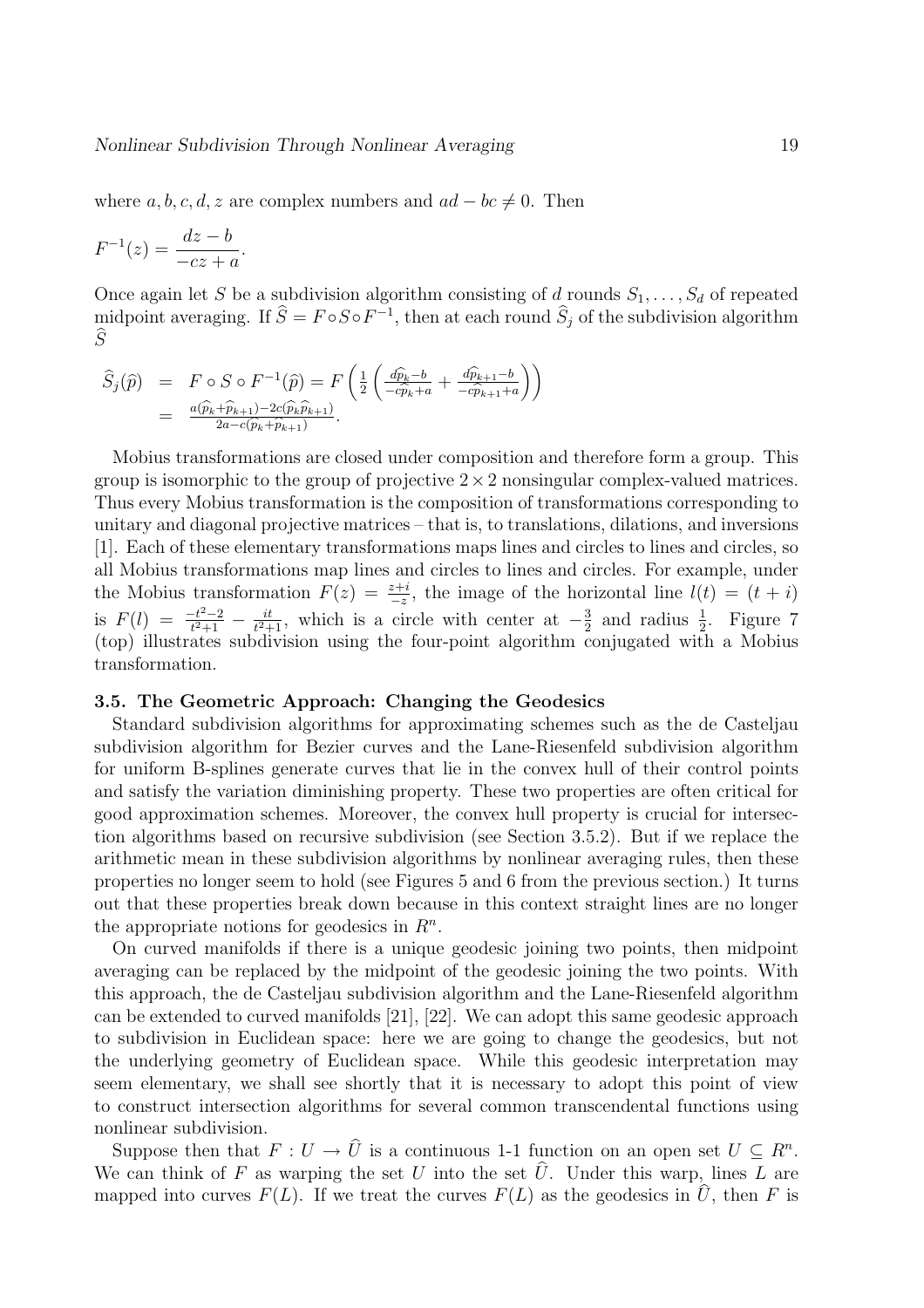where $a, b, c, d, z$ are complex numbers and $ad - bc \neq 0$. Then

$$F^{-1}(z) = \frac{dz - b}{-cz + a}.$$

Once again let $S$ be a subdivision algorithm consisting of $d$ rounds $S_1, \ldots, S_d$ of repeated midpoint averaging. If $\widehat{S} = F \circ S \circ F^{-1}$, then at each round $\widehat{S}_j$ of the subdivision algorithm $\widehat{S}$

$$\begin{aligned} \widehat{S}_j(\widehat{p}) &= F \circ S \circ F^{-1}(\widehat{p}) = F\left(\frac{1}{2}\left(\frac{d\widehat{p}_k - b}{-c\widehat{p}_k + a} + \frac{d\widehat{p}_{k+1} - b}{-c\widehat{p}_{k+1} + a}\right)\right) \\ &= \frac{a(\widehat{p}_k + \widehat{p}_{k+1}) - 2c(\widehat{p}_k \widehat{p}_{k+1})}{2a - c(\widehat{p}_k + \widehat{p}_{k+1})}. \end{aligned}$$

Mobius transformations are closed under composition and therefore form a group. This group is isomorphic to the group of projective $2 \times 2$ nonsingular complex-valued matrices. Thus every Mobius transformation is the composition of transformations corresponding to unitary and diagonal projective matrices – that is, to translations, dilations, and inversions [1]. Each of these elementary transformations maps lines and circles to lines and circles, so all Mobius transformations map lines and circles to lines and circles. For example, under the Mobius transformation $F(z) = \frac{z+i}{-z}$, the image of the horizontal line $l(t) = (t + i)$ is $F(l) = \frac{-t^2-2}{t^2+1} - \frac{it}{t^2+1}$, which is a circle with center at $-\frac{3}{2}$ and radius $\frac{1}{2}$. Figure 7 (top) illustrates subdivision using the four-point algorithm conjugated with a Mobius transformation.

### 3.5. The Geometric Approach: Changing the Geodesics

Standard subdivision algorithms for approximating schemes such as the de Casteljau subdivision algorithm for Bezier curves and the Lane-Riesenfeld subdivision algorithm for uniform B-splines generate curves that lie in the convex hull of their control points and satisfy the variation diminishing property. These two properties are often critical for good approximation schemes. Moreover, the convex hull property is crucial for intersection algorithms based on recursive subdivision (see Section 3.5.2). But if we replace the arithmetic mean in these subdivision algorithms by nonlinear averaging rules, then these properties no longer seem to hold (see Figures 5 and 6 from the previous section.) It turns out that these properties break down because in this context straight lines are no longer the appropriate notions for geodesics in $R^n$.

On curved manifolds if there is a unique geodesic joining two points, then midpoint averaging can be replaced by the midpoint of the geodesic joining the two points. With this approach, the de Casteljau subdivision algorithm and the Lane-Riesenfeld algorithm can be extended to curved manifolds [21], [22]. We can adopt this same geodesic approach to subdivision in Euclidean space: here we are going to change the geodesics, but not the underlying geometry of Euclidean space. While this geodesic interpretation may seem elementary, we shall see shortly that it is necessary to adopt this point of view to construct intersection algorithms for several common transcendental functions using nonlinear subdivision.

Suppose then that $F : U \to \widehat{U}$ is a continuous 1-1 function on an open set $U \subseteq R^n$. We can think of $F$ as warping the set $U$ into the set $\widehat{U}$. Under this warp, lines $L$ are mapped into curves $F(L)$. If we treat the curves $F(L)$ as the geodesics in $\widehat{U}$, then $F$ is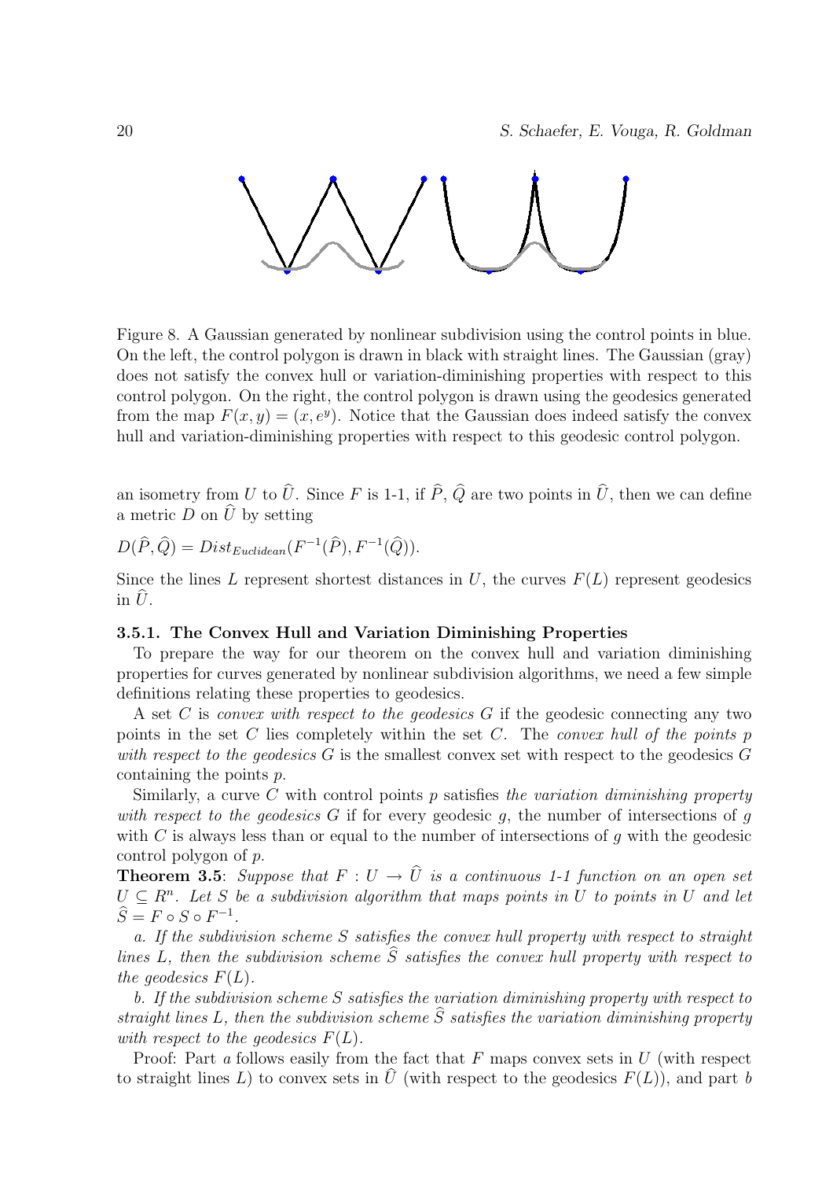Figure 8. A Gaussian generated by nonlinear subdivision using the control points in blue. On the left, the control polygon is drawn in black with straight lines. The Gaussian (gray) does not satisfy the convex hull or variation-diminishing properties with respect to this control polygon. On the right, the control polygon is drawn using the geodesics generated from the map $F(x, y) = (x, e^y)$. Notice that the Gaussian does indeed satisfy the convex hull and variation-diminishing properties with respect to this geodesic control polygon.

an isometry from $U$ to $\widehat{U}$. Since $F$ is 1-1, if $\widehat{P}$, $\widehat{Q}$ are two points in $\widehat{U}$, then we can define a metric $D$ on $\widehat{U}$ by setting

$$D(\widehat{P}, \widehat{Q}) = Dist_{Euclidean}(F^{-1}(\widehat{P}), F^{-1}(\widehat{Q})).$$

Since the lines $L$ represent shortest distances in $U$, the curves $F(L)$ represent geodesics in $\widehat{U}$.

### 3.5.1. The Convex Hull and Variation Diminishing Properties

To prepare the way for our theorem on the convex hull and variation diminishing properties for curves generated by nonlinear subdivision algorithms, we need a few simple definitions relating these properties to geodesics.

A set $C$ is *convex with respect to the geodesics* $G$ if the geodesic connecting any two points in the set $C$ lies completely within the set $C$. The *convex hull of the points* $p$ *with respect to the geodesics* $G$ is the smallest convex set with respect to the geodesics $G$ containing the points $p$.

Similarly, a curve $C$ with control points $p$ satisfies *the variation diminishing property with respect to the geodesics* $G$ if for every geodesic $g$, the number of intersections of $g$ with $C$ is always less than or equal to the number of intersections of $g$ with the geodesic control polygon of $p$.

**Theorem 3.5**: *Suppose that* $F : U \to \widehat{U}$ *is a continuous 1-1 function on an open set* $U \subseteq R^n$. *Let* $S$ *be a subdivision algorithm that maps points in* $U$ *to points in* $U$ *and let* $\widehat{S} = F \circ S \circ F^{-1}$.

*a. If the subdivision scheme* $S$ *satisfies the convex hull property with respect to straight lines* $L$, *then the subdivision scheme* $\widehat{S}$ *satisfies the convex hull property with respect to the geodesics* $F(L)$.

*b. If the subdivision scheme* $S$ *satisfies the variation diminishing property with respect to straight lines* $L$, *then the subdivision scheme* $\widehat{S}$ *satisfies the variation diminishing property with respect to the geodesics* $F(L)$.

Proof: Part *a* follows easily from the fact that $F$ maps convex sets in $U$ (with respect to straight lines $L$) to convex sets in $\widehat{U}$ (with respect to the geodesics $F(L)$), and part *b*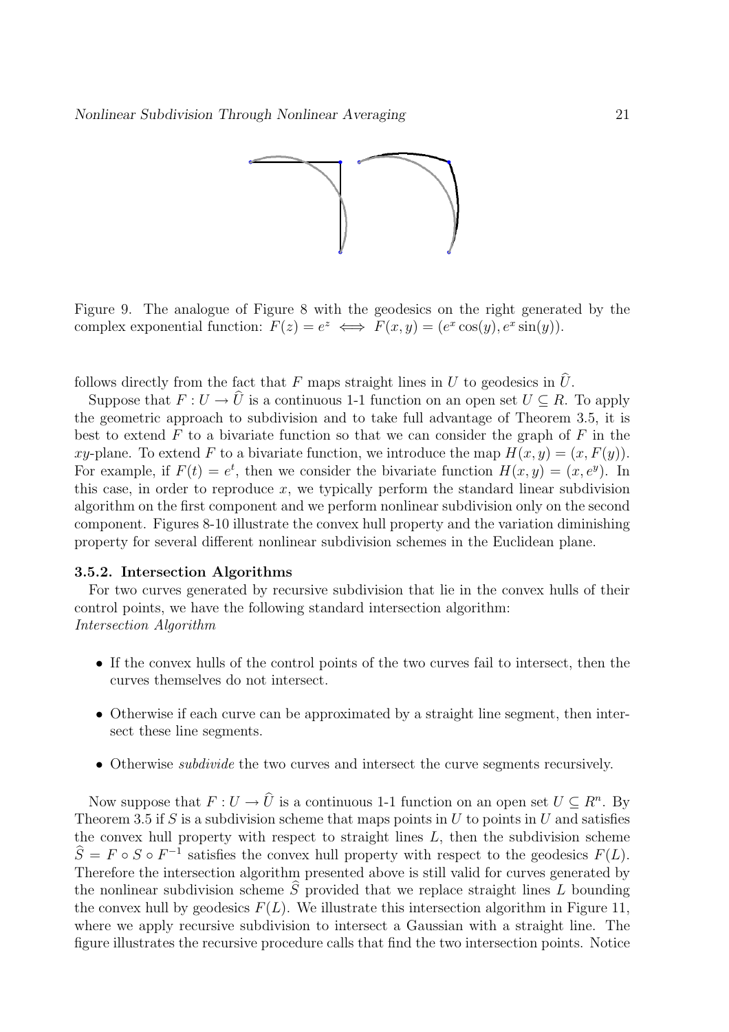Figure 9. The analogue of Figure 8 with the geodesics on the right generated by the complex exponential function: $F(z) = e^z \iff F(x, y) = (e^x \cos(y), e^x \sin(y))$.

follows directly from the fact that $F$ maps straight lines in $U$ to geodesics in $\widehat{U}$.

Suppose that $F : U \to \widehat{U}$ is a continuous 1-1 function on an open set $U \subseteq R$. To apply the geometric approach to subdivision and to take full advantage of Theorem 3.5, it is best to extend $F$ to a bivariate function so that we can consider the graph of $F$ in the $xy$-plane. To extend $F$ to a bivariate function, we introduce the map $H(x, y) = (x, F(y))$. For example, if $F(t) = e^t$, then we consider the bivariate function $H(x, y) = (x, e^y)$. In this case, in order to reproduce $x$, we typically perform the standard linear subdivision algorithm on the first component and we perform nonlinear subdivision only on the second component. Figures 8-10 illustrate the convex hull property and the variation diminishing property for several different nonlinear subdivision schemes in the Euclidean plane.

### 3.5.2. Intersection Algorithms

For two curves generated by recursive subdivision that lie in the convex hulls of their control points, we have the following standard intersection algorithm:
*Intersection Algorithm*

- If the convex hulls of the control points of the two curves fail to intersect, then the curves themselves do not intersect.
- Otherwise if each curve can be approximated by a straight line segment, then intersect these line segments.
- Otherwise *subdivide* the two curves and intersect the curve segments recursively.

Now suppose that $F : U \to \widehat{U}$ is a continuous 1-1 function on an open set $U \subseteq R^n$. By Theorem 3.5 if $S$ is a subdivision scheme that maps points in $U$ to points in $U$ and satisfies the convex hull property with respect to straight lines $L$, then the subdivision scheme $\widehat{S} = F \circ S \circ F^{-1}$ satisfies the convex hull property with respect to the geodesics $F(L)$. Therefore the intersection algorithm presented above is still valid for curves generated by the nonlinear subdivision scheme $\widehat{S}$ provided that we replace straight lines $L$ bounding the convex hull by geodesics $F(L)$. We illustrate this intersection algorithm in Figure 11, where we apply recursive subdivision to intersect a Gaussian with a straight line. The figure illustrates the recursive procedure calls that find the two intersection points. Notice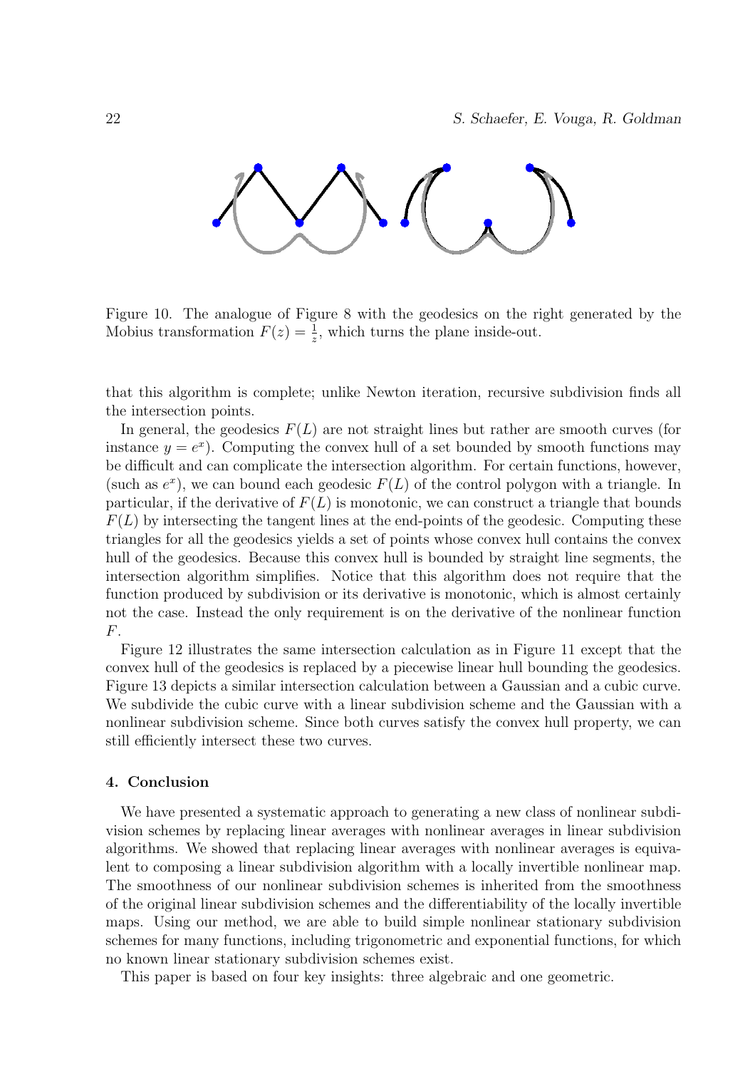Figure 10. The analogue of Figure 8 with the geodesics on the right generated by the Mobius transformation $F(z) = \frac{1}{z}$, which turns the plane inside-out.

that this algorithm is complete; unlike Newton iteration, recursive subdivision finds all the intersection points.

In general, the geodesics $F(L)$ are not straight lines but rather are smooth curves (for instance $y = e^x$). Computing the convex hull of a set bounded by smooth functions may be difficult and can complicate the intersection algorithm. For certain functions, however, (such as $e^x$), we can bound each geodesic $F(L)$ of the control polygon with a triangle. In particular, if the derivative of $F(L)$ is monotonic, we can construct a triangle that bounds $F(L)$ by intersecting the tangent lines at the end-points of the geodesic. Computing these triangles for all the geodesics yields a set of points whose convex hull contains the convex hull of the geodesics. Because this convex hull is bounded by straight line segments, the intersection algorithm simplifies. Notice that this algorithm does not require that the function produced by subdivision or its derivative is monotonic, which is almost certainly not the case. Instead the only requirement is on the derivative of the nonlinear function $F$.

Figure 12 illustrates the same intersection calculation as in Figure 11 except that the convex hull of the geodesics is replaced by a piecewise linear hull bounding the geodesics. Figure 13 depicts a similar intersection calculation between a Gaussian and a cubic curve. We subdivide the cubic curve with a linear subdivision scheme and the Gaussian with a nonlinear subdivision scheme. Since both curves satisfy the convex hull property, we can still efficiently intersect these two curves.

## 4. Conclusion

We have presented a systematic approach to generating a new class of nonlinear subdivision schemes by replacing linear averages with nonlinear averages in linear subdivision algorithms. We showed that replacing linear averages with nonlinear averages is equivalent to composing a linear subdivision algorithm with a locally invertible nonlinear map. The smoothness of our nonlinear subdivision schemes is inherited from the smoothness of the original linear subdivision schemes and the differentiability of the locally invertible maps. Using our method, we are able to build simple nonlinear stationary subdivision schemes for many functions, including trigonometric and exponential functions, for which no known linear stationary subdivision schemes exist.

This paper is based on four key insights: three algebraic and one geometric.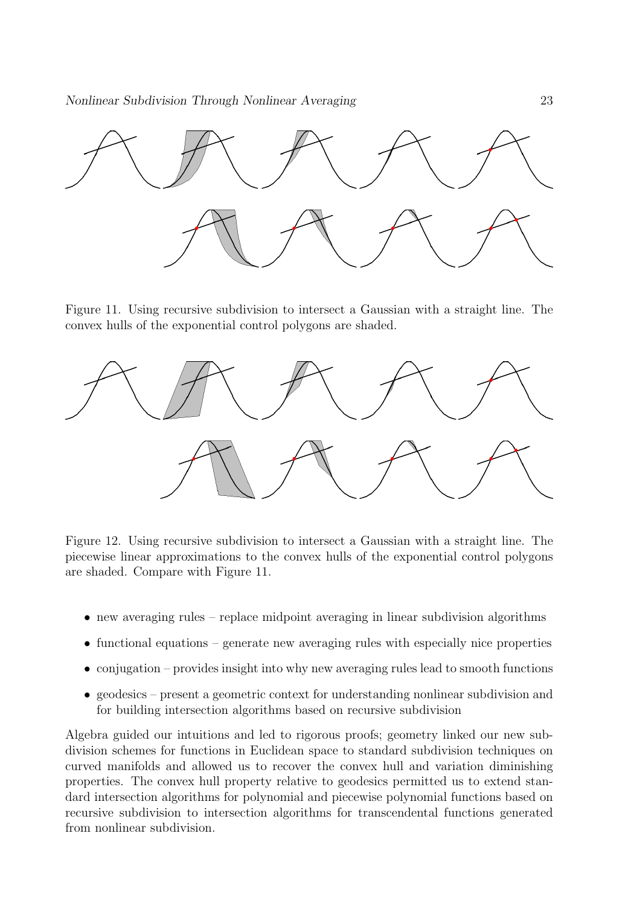Figure 11. Using recursive subdivision to intersect a Gaussian with a straight line. The convex hulls of the exponential control polygons are shaded.

Figure 12. Using recursive subdivision to intersect a Gaussian with a straight line. The piecewise linear approximations to the convex hulls of the exponential control polygons are shaded. Compare with Figure 11.

- new averaging rules – replace midpoint averaging in linear subdivision algorithms
- functional equations – generate new averaging rules with especially nice properties
- conjugation – provides insight into why new averaging rules lead to smooth functions
- geodesics – present a geometric context for understanding nonlinear subdivision and for building intersection algorithms based on recursive subdivision

Algebra guided our intuitions and led to rigorous proofs; geometry linked our new subdivision schemes for functions in Euclidean space to standard subdivision techniques on curved manifolds and allowed us to recover the convex hull and variation diminishing properties. The convex hull property relative to geodesics permitted us to extend standard intersection algorithms for polynomial and piecewise polynomial functions based on recursive subdivision to intersection algorithms for transcendental functions generated from nonlinear subdivision.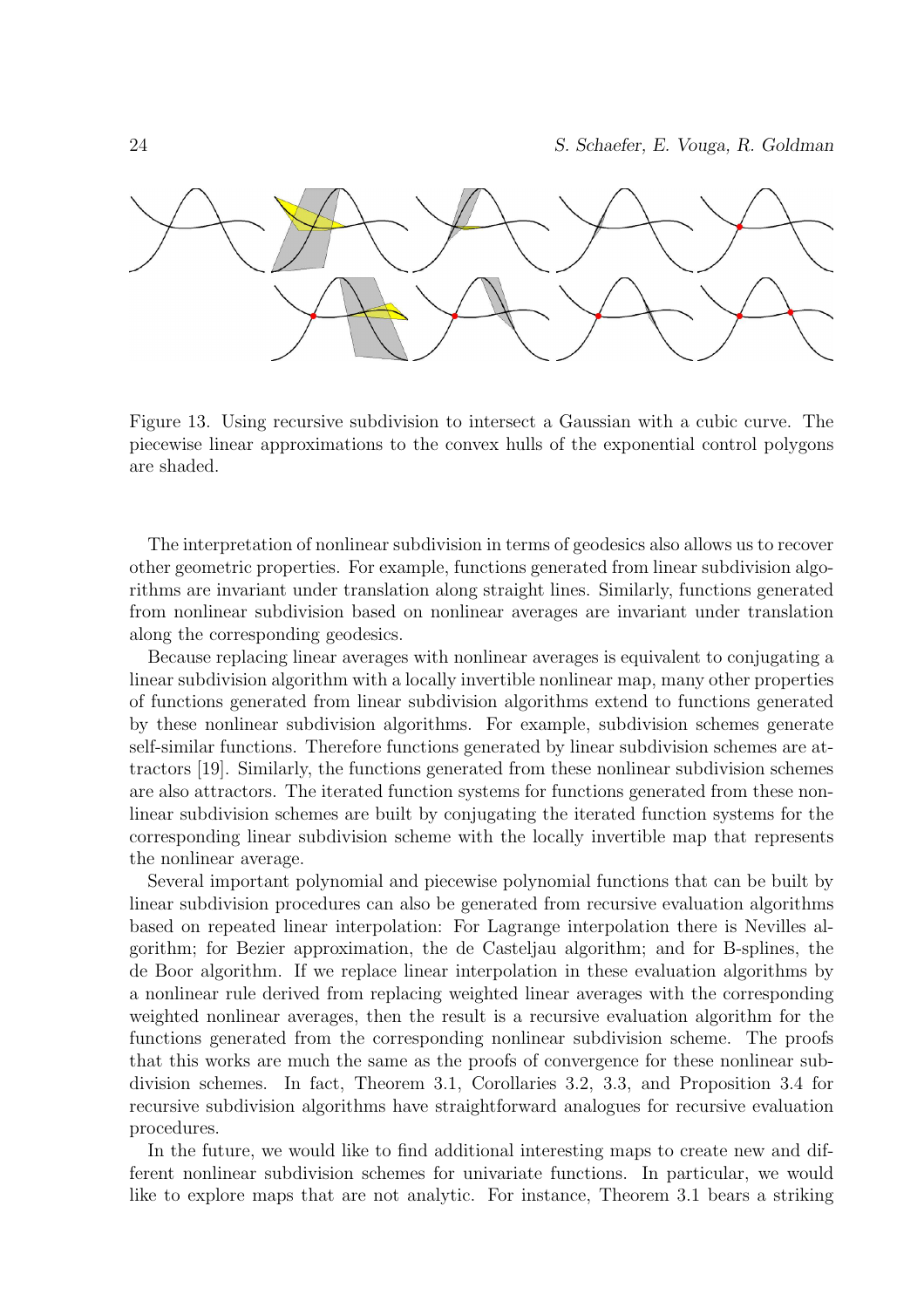Figure 13. Using recursive subdivision to intersect a Gaussian with a cubic curve. The piecewise linear approximations to the convex hulls of the exponential control polygons are shaded.

The interpretation of nonlinear subdivision in terms of geodesics also allows us to recover other geometric properties. For example, functions generated from linear subdivision algorithms are invariant under translation along straight lines. Similarly, functions generated from nonlinear subdivision based on nonlinear averages are invariant under translation along the corresponding geodesics.

Because replacing linear averages with nonlinear averages is equivalent to conjugating a linear subdivision algorithm with a locally invertible nonlinear map, many other properties of functions generated from linear subdivision algorithms extend to functions generated by these nonlinear subdivision algorithms. For example, subdivision schemes generate self-similar functions. Therefore functions generated by linear subdivision schemes are attractors [19]. Similarly, the functions generated from these nonlinear subdivision schemes are also attractors. The iterated function systems for functions generated from these nonlinear subdivision schemes are built by conjugating the iterated function systems for the corresponding linear subdivision scheme with the locally invertible map that represents the nonlinear average.

Several important polynomial and piecewise polynomial functions that can be built by linear subdivision procedures can also be generated from recursive evaluation algorithms based on repeated linear interpolation: For Lagrange interpolation there is Nevilles algorithm; for Bezier approximation, the de Casteljau algorithm; and for B-splines, the de Boor algorithm. If we replace linear interpolation in these evaluation algorithms by a nonlinear rule derived from replacing weighted linear averages with the corresponding weighted nonlinear averages, then the result is a recursive evaluation algorithm for the functions generated from the corresponding nonlinear subdivision scheme. The proofs that this works are much the same as the proofs of convergence for these nonlinear subdivision schemes. In fact, Theorem 3.1, Corollaries 3.2, 3.3, and Proposition 3.4 for recursive subdivision algorithms have straightforward analogues for recursive evaluation procedures.

In the future, we would like to find additional interesting maps to create new and different nonlinear subdivision schemes for univariate functions. In particular, we would like to explore maps that are not analytic. For instance, Theorem 3.1 bears a striking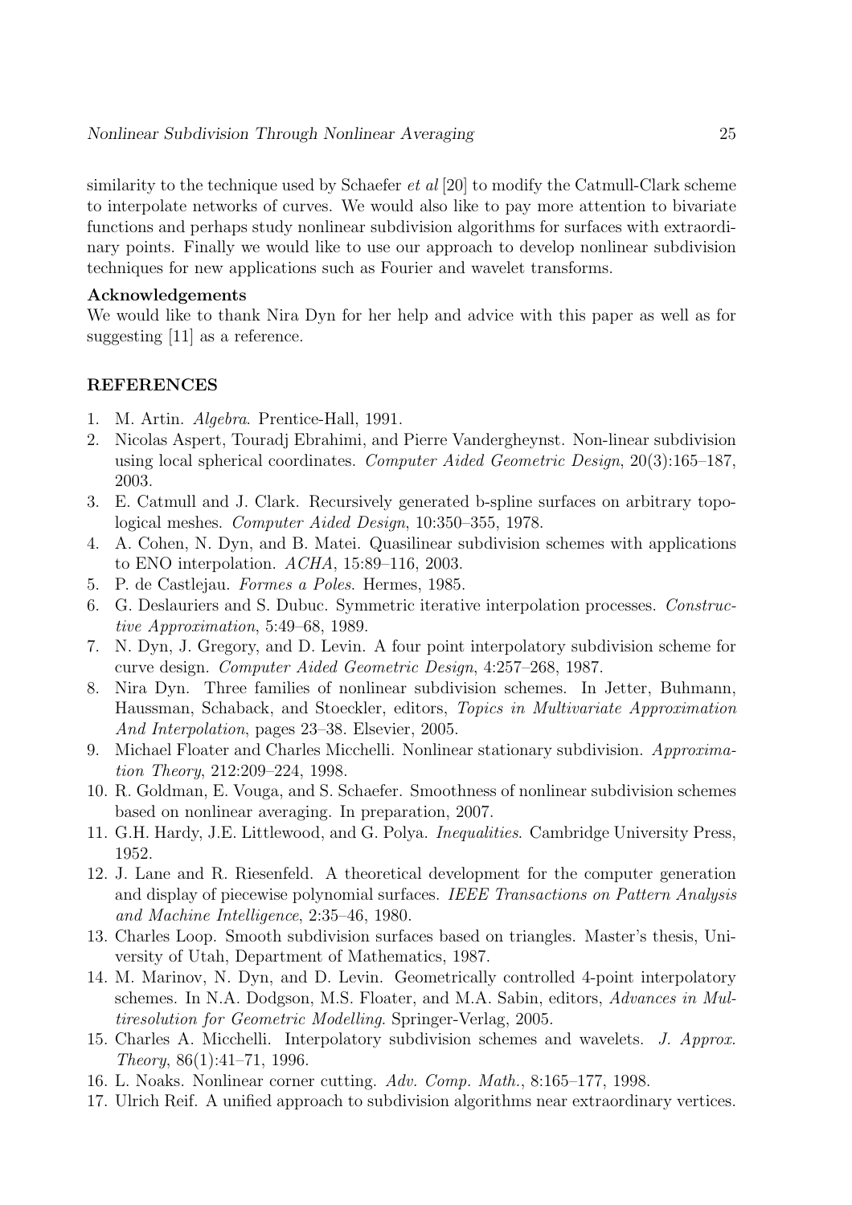similarity to the technique used by Schaefer *et al* [20] to modify the Catmull-Clark scheme to interpolate networks of curves. We would also like to pay more attention to bivariate functions and perhaps study nonlinear subdivision algorithms for surfaces with extraordinary points. Finally we would like to use our approach to develop nonlinear subdivision techniques for new applications such as Fourier and wavelet transforms.

**Acknowledgements**

We would like to thank Nira Dyn for her help and advice with this paper as well as for suggesting [11] as a reference.

## REFERENCES

1. M. Artin. *Algebra*. Prentice-Hall, 1991.
2. Nicolas Aspert, Touradj Ebrahimi, and Pierre Vandergheynst. Non-linear subdivision using local spherical coordinates. *Computer Aided Geometric Design*, 20(3):165–187, 2003.
3. E. Catmull and J. Clark. Recursively generated b-spline surfaces on arbitrary topological meshes. *Computer Aided Design*, 10:350–355, 1978.
4. A. Cohen, N. Dyn, and B. Matei. Quasilinear subdivision schemes with applications to ENO interpolation. *ACHA*, 15:89–116, 2003.
5. P. de Castlejau. *Formes a Poles*. Hermes, 1985.
6. G. Deslauriers and S. Dubuc. Symmetric iterative interpolation processes. *Constructive Approximation*, 5:49–68, 1989.
7. N. Dyn, J. Gregory, and D. Levin. A four point interpolatory subdivision scheme for curve design. *Computer Aided Geometric Design*, 4:257–268, 1987.
8. Nira Dyn. Three families of nonlinear subdivision schemes. In Jetter, Buhmann, Haussman, Schaback, and Stoeckler, editors, *Topics in Multivariate Approximation And Interpolation*, pages 23–38. Elsevier, 2005.
9. Michael Floater and Charles Micchelli. Nonlinear stationary subdivision. *Approximation Theory*, 212:209–224, 1998.
10. R. Goldman, E. Vouga, and S. Schaefer. Smoothness of nonlinear subdivision schemes based on nonlinear averaging. In preparation, 2007.
11. G.H. Hardy, J.E. Littlewood, and G. Polya. *Inequalities*. Cambridge University Press, 1952.
12. J. Lane and R. Riesenfeld. A theoretical development for the computer generation and display of piecewise polynomial surfaces. *IEEE Transactions on Pattern Analysis and Machine Intelligence*, 2:35–46, 1980.
13. Charles Loop. Smooth subdivision surfaces based on triangles. Master's thesis, University of Utah, Department of Mathematics, 1987.
14. M. Marinov, N. Dyn, and D. Levin. Geometrically controlled 4-point interpolatory schemes. In N.A. Dodgson, M.S. Floater, and M.A. Sabin, editors, *Advances in Multiresolution for Geometric Modelling*. Springer-Verlag, 2005.
15. Charles A. Micchelli. Interpolatory subdivision schemes and wavelets. *J. Approx. Theory*, 86(1):41–71, 1996.
16. L. Noaks. Nonlinear corner cutting. *Adv. Comp. Math.*, 8:165–177, 1998.
17. Ulrich Reif. A unified approach to subdivision algorithms near extraordinary vertices.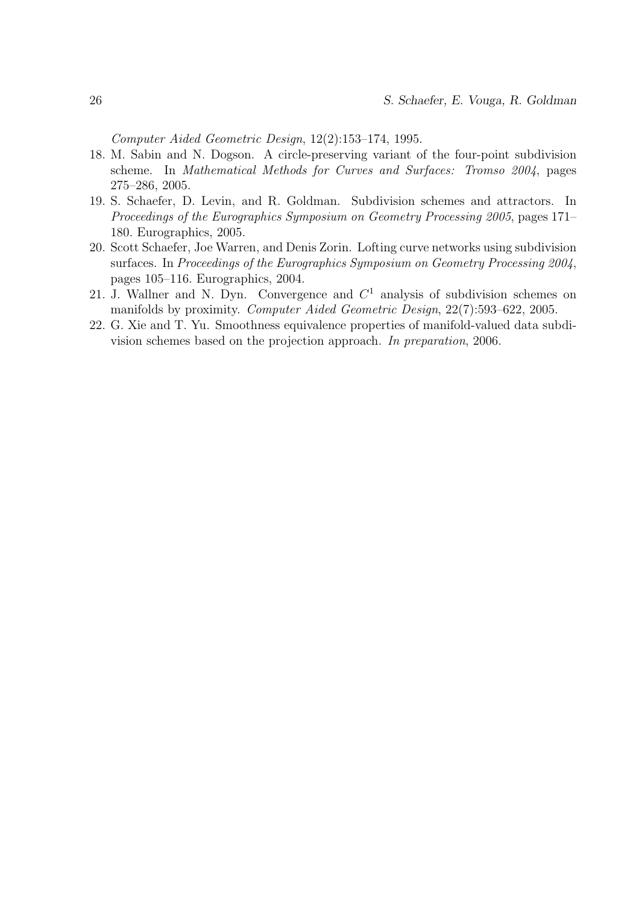*Computer Aided Geometric Design*, 12(2):153–174, 1995.

18. M. Sabin and N. Dogson. A circle-preserving variant of the four-point subdivision scheme. In *Mathematical Methods for Curves and Surfaces: Tromso 2004*, pages 275–286, 2005.
19. S. Schaefer, D. Levin, and R. Goldman. Subdivision schemes and attractors. In *Proceedings of the Eurographics Symposium on Geometry Processing 2005*, pages 171–180. Eurographics, 2005.
20. Scott Schaefer, Joe Warren, and Denis Zorin. Lofting curve networks using subdivision surfaces. In *Proceedings of the Eurographics Symposium on Geometry Processing 2004*, pages 105–116. Eurographics, 2004.
21. J. Wallner and N. Dyn. Convergence and $C^1$ analysis of subdivision schemes on manifolds by proximity. *Computer Aided Geometric Design*, 22(7):593–622, 2005.
22. G. Xie and T. Yu. Smoothness equivalence properties of manifold-valued data subdivision schemes based on the projection approach. *In preparation*, 2006.